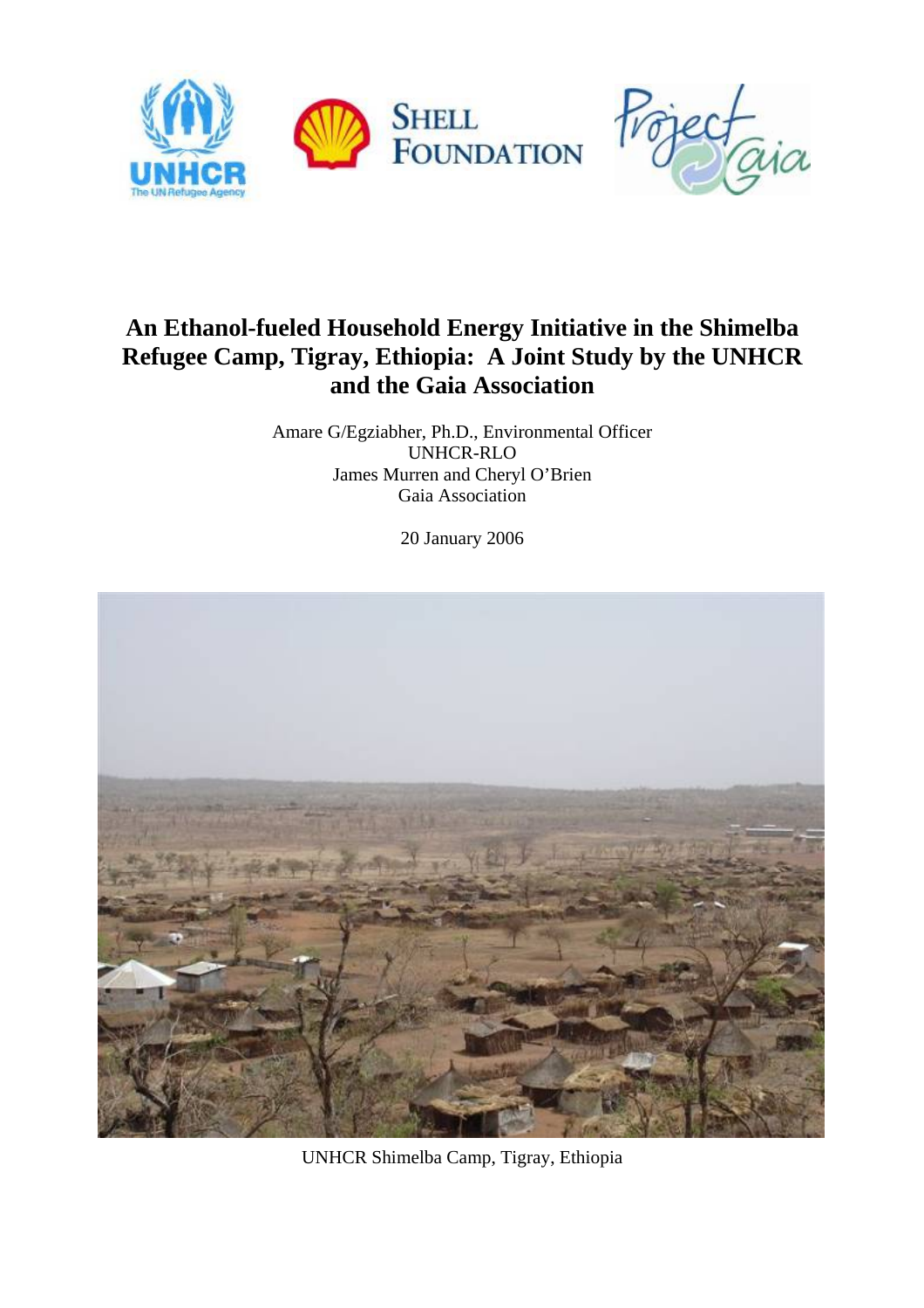UNHCR The UN Refugee Agency

SHELL FOUNDATION

Project Gaia

# An Ethanol-fueled Household Energy Initiative in the Shimelba Refugee Camp, Tigray, Ethiopia: A Joint Study by the UNHCR and the Gaia Association

Amare G/Egziabher, Ph.D., Environmental Officer
UNHCR-RLO
James Murren and Cheryl O'Brien
Gaia Association

20 January 2006

UNHCR Shimelba Camp, Tigray, Ethiopia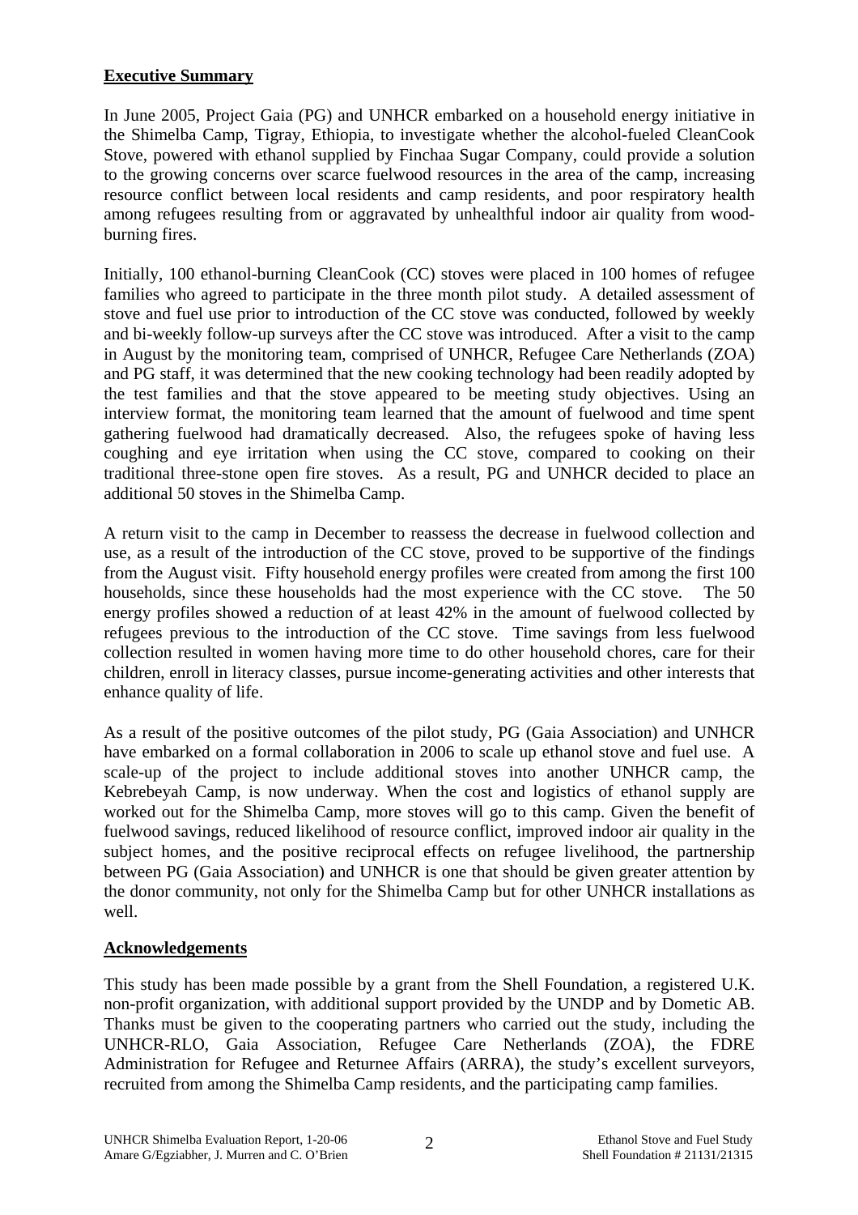## Executive Summary

In June 2005, Project Gaia (PG) and UNHCR embarked on a household energy initiative in the Shimelba Camp, Tigray, Ethiopia, to investigate whether the alcohol-fueled CleanCook Stove, powered with ethanol supplied by Finchaa Sugar Company, could provide a solution to the growing concerns over scarce fuelwood resources in the area of the camp, increasing resource conflict between local residents and camp residents, and poor respiratory health among refugees resulting from or aggravated by unhealthful indoor air quality from wood-burning fires.

Initially, 100 ethanol-burning CleanCook (CC) stoves were placed in 100 homes of refugee families who agreed to participate in the three month pilot study. A detailed assessment of stove and fuel use prior to introduction of the CC stove was conducted, followed by weekly and bi-weekly follow-up surveys after the CC stove was introduced. After a visit to the camp in August by the monitoring team, comprised of UNHCR, Refugee Care Netherlands (ZOA) and PG staff, it was determined that the new cooking technology had been readily adopted by the test families and that the stove appeared to be meeting study objectives. Using an interview format, the monitoring team learned that the amount of fuelwood and time spent gathering fuelwood had dramatically decreased. Also, the refugees spoke of having less coughing and eye irritation when using the CC stove, compared to cooking on their traditional three-stone open fire stoves. As a result, PG and UNHCR decided to place an additional 50 stoves in the Shimelba Camp.

A return visit to the camp in December to reassess the decrease in fuelwood collection and use, as a result of the introduction of the CC stove, proved to be supportive of the findings from the August visit. Fifty household energy profiles were created from among the first 100 households, since these households had the most experience with the CC stove. The 50 energy profiles showed a reduction of at least 42% in the amount of fuelwood collected by refugees previous to the introduction of the CC stove. Time savings from less fuelwood collection resulted in women having more time to do other household chores, care for their children, enroll in literacy classes, pursue income-generating activities and other interests that enhance quality of life.

As a result of the positive outcomes of the pilot study, PG (Gaia Association) and UNHCR have embarked on a formal collaboration in 2006 to scale up ethanol stove and fuel use. A scale-up of the project to include additional stoves into another UNHCR camp, the Kebrebeyah Camp, is now underway. When the cost and logistics of ethanol supply are worked out for the Shimelba Camp, more stoves will go to this camp. Given the benefit of fuelwood savings, reduced likelihood of resource conflict, improved indoor air quality in the subject homes, and the positive reciprocal effects on refugee livelihood, the partnership between PG (Gaia Association) and UNHCR is one that should be given greater attention by the donor community, not only for the Shimelba Camp but for other UNHCR installations as well.

## Acknowledgements

This study has been made possible by a grant from the Shell Foundation, a registered U.K. non-profit organization, with additional support provided by the UNDP and by Dometic AB. Thanks must be given to the cooperating partners who carried out the study, including the UNHCR-RLO, Gaia Association, Refugee Care Netherlands (ZOA), the FDRE Administration for Refugee and Returnee Affairs (ARRA), the study's excellent surveyors, recruited from among the Shimelba Camp residents, and the participating camp families.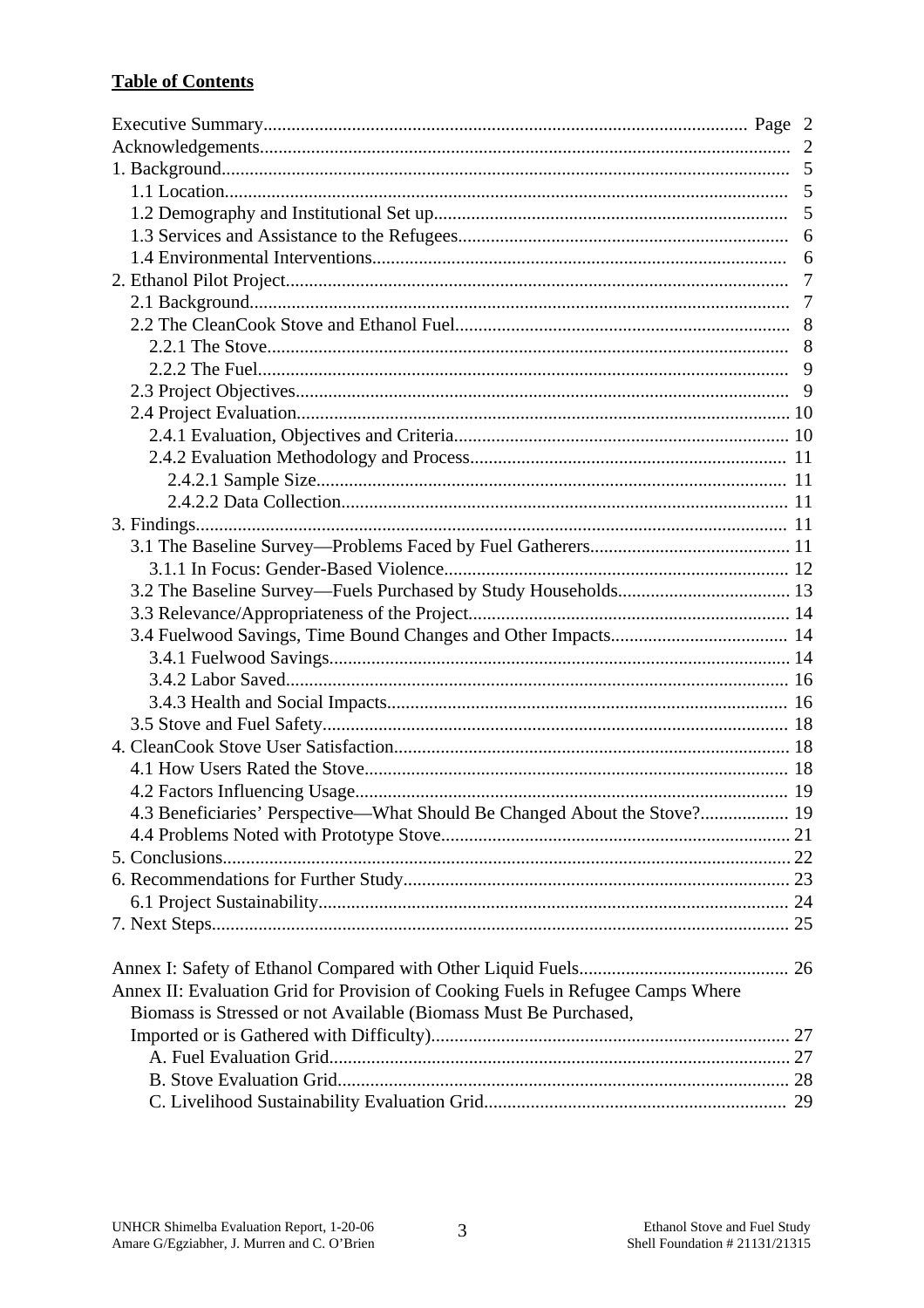**Table of Contents**

Executive Summary...................................................................................................... Page 2
Acknowledgements....................................................................................................... 2
1. Background.............................................................................................................. 5
  1.1 Location............................................................................................................. 5
  1.2 Demography and Institutional Set up................................................................. 5
  1.3 Services and Assistance to the Refugees........................................................... 6
  1.4 Environmental Interventions............................................................................... 6
2. Ethanol Pilot Project................................................................................................ 7
  2.1 Background....................................................................................................... 7
  2.2 The CleanCook Stove and Ethanol Fuel............................................................. 8
    2.2.1 The Stove.................................................................................................... 8
    2.2.2 The Fuel...................................................................................................... 9
  2.3 Project Objectives............................................................................................... 9
  2.4 Project Evaluation.............................................................................................. 10
    2.4.1 Evaluation, Objectives and Criteria............................................................. 10
    2.4.2 Evaluation Methodology and Process.......................................................... 11
      2.4.2.1 Sample Size........................................................................................... 11
      2.4.2.2 Data Collection...................................................................................... 11
3. Findings................................................................................................................... 11
  3.1 The Baseline Survey—Problems Faced by Fuel Gatherers................................. 11
    3.1.1 In Focus: Gender-Based Violence................................................................. 12
  3.2 The Baseline Survey—Fuels Purchased by Study Households............................ 13
  3.3 Relevance/Appropriateness of the Project........................................................... 14
  3.4 Fuelwood Savings, Time Bound Changes and Other Impacts............................. 14
    3.4.1 Fuelwood Savings........................................................................................ 14
    3.4.2 Labor Saved................................................................................................. 16
    3.4.3 Health and Social Impacts............................................................................ 16
  3.5 Stove and Fuel Safety......................................................................................... 18
4. CleanCook Stove User Satisfaction......................................................................... 18
  4.1 How Users Rated the Stove................................................................................. 18
  4.2 Factors Influencing Usage................................................................................... 19
  4.3 Beneficiaries' Perspective—What Should Be Changed About the Stove?.......... 19
  4.4 Problems Noted with Prototype Stove................................................................. 21
5. Conclusions.............................................................................................................. 22
6. Recommendations for Further Study........................................................................ 23
  6.1 Project Sustainability.......................................................................................... 24
7. Next Steps................................................................................................................ 25

Annex I: Safety of Ethanol Compared with Other Liquid Fuels.................................... 26
Annex II: Evaluation Grid for Provision of Cooking Fuels in Refugee Camps Where
  Biomass is Stressed or not Available (Biomass Must Be Purchased,
  Imported or is Gathered with Difficulty)................................................................... 27
    A. Fuel Evaluation Grid.......................................................................................... 27
    B. Stove Evaluation Grid........................................................................................ 28
    C. Livelihood Sustainability Evaluation Grid......................................................... 29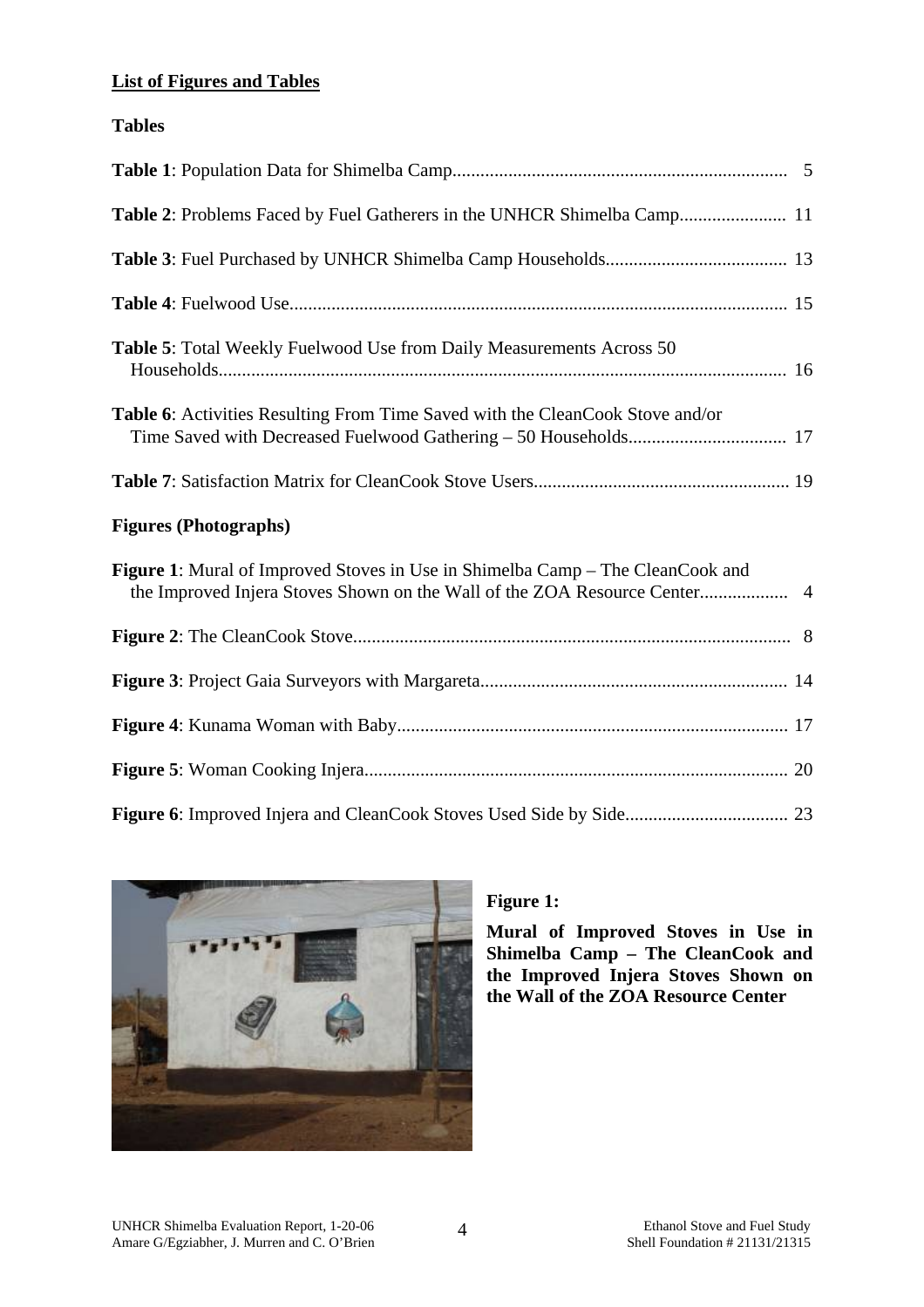**List of Figures and Tables**

**Tables**

**Table 1**: Population Data for Shimelba Camp........................................................................ 5

**Table 2**: Problems Faced by Fuel Gatherers in the UNHCR Shimelba Camp....................... 11

**Table 3**: Fuel Purchased by UNHCR Shimelba Camp Households....................................... 13

**Table 4**: Fuelwood Use.......................................................................................................... 15

**Table 5**: Total Weekly Fuelwood Use from Daily Measurements Across 50 Households.......................................................................................................................... 16

**Table 6**: Activities Resulting From Time Saved with the CleanCook Stove and/or Time Saved with Decreased Fuelwood Gathering – 50 Households.................................. 17

**Table 7**: Satisfaction Matrix for CleanCook Stove Users....................................................... 19

**Figures (Photographs)**

**Figure 1**: Mural of Improved Stoves in Use in Shimelba Camp – The CleanCook and the Improved Injera Stoves Shown on the Wall of the ZOA Resource Center................... 4

**Figure 2**: The CleanCook Stove............................................................................................. 8

**Figure 3**: Project Gaia Surveyors with Margareta................................................................. 14

**Figure 4**: Kunama Woman with Baby................................................................................... 17

**Figure 5**: Woman Cooking Injera.......................................................................................... 20

**Figure 6**: Improved Injera and CleanCook Stoves Used Side by Side.................................. 23

**Figure 1:**

**Mural of Improved Stoves in Use in Shimelba Camp – The CleanCook and the Improved Injera Stoves Shown on the Wall of the ZOA Resource Center**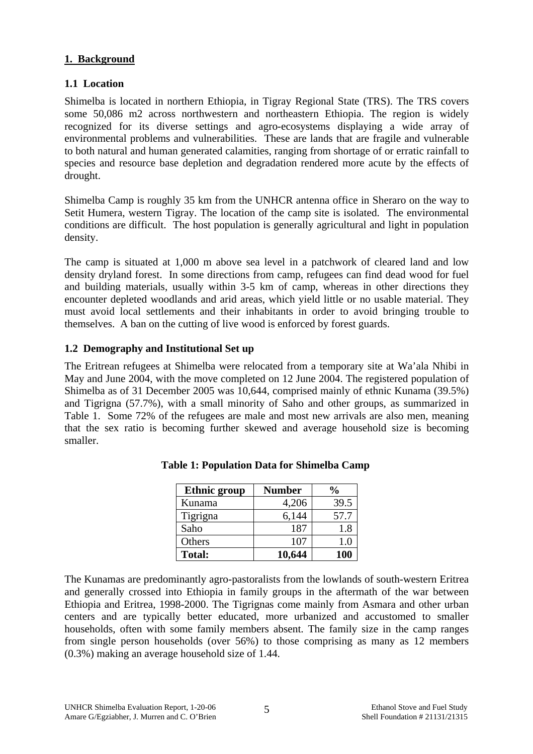## 1. Background

### 1.1 Location

Shimelba is located in northern Ethiopia, in Tigray Regional State (TRS). The TRS covers some 50,086 m2 across northwestern and northeastern Ethiopia. The region is widely recognized for its diverse settings and agro-ecosystems displaying a wide array of environmental problems and vulnerabilities. These are lands that are fragile and vulnerable to both natural and human generated calamities, ranging from shortage of or erratic rainfall to species and resource base depletion and degradation rendered more acute by the effects of drought.

Shimelba Camp is roughly 35 km from the UNHCR antenna office in Sheraro on the way to Setit Humera, western Tigray. The location of the camp site is isolated. The environmental conditions are difficult. The host population is generally agricultural and light in population density.

The camp is situated at 1,000 m above sea level in a patchwork of cleared land and low density dryland forest. In some directions from camp, refugees can find dead wood for fuel and building materials, usually within 3-5 km of camp, whereas in other directions they encounter depleted woodlands and arid areas, which yield little or no usable material. They must avoid local settlements and their inhabitants in order to avoid bringing trouble to themselves. A ban on the cutting of live wood is enforced by forest guards.

### 1.2 Demography and Institutional Set up

The Eritrean refugees at Shimelba were relocated from a temporary site at Wa'ala Nhibi in May and June 2004, with the move completed on 12 June 2004. The registered population of Shimelba as of 31 December 2005 was 10,644, comprised mainly of ethnic Kunama (39.5%) and Tigrigna (57.7%), with a small minority of Saho and other groups, as summarized in Table 1. Some 72% of the refugees are male and most new arrivals are also men, meaning that the sex ratio is becoming further skewed and average household size is becoming smaller.

**Table 1: Population Data for Shimelba Camp**

| Ethnic group | Number | % |
|---|---|---|
| Kunama | 4,206 | 39.5 |
| Tigrigna | 6,144 | 57.7 |
| Saho | 187 | 1.8 |
| Others | 107 | 1.0 |
| **Total:** | **10,644** | **100** |

The Kunamas are predominantly agro-pastoralists from the lowlands of south-western Eritrea and generally crossed into Ethiopia in family groups in the aftermath of the war between Ethiopia and Eritrea, 1998-2000. The Tigrignas come mainly from Asmara and other urban centers and are typically better educated, more urbanized and accustomed to smaller households, often with some family members absent. The family size in the camp ranges from single person households (over 56%) to those comprising as many as 12 members (0.3%) making an average household size of 1.44.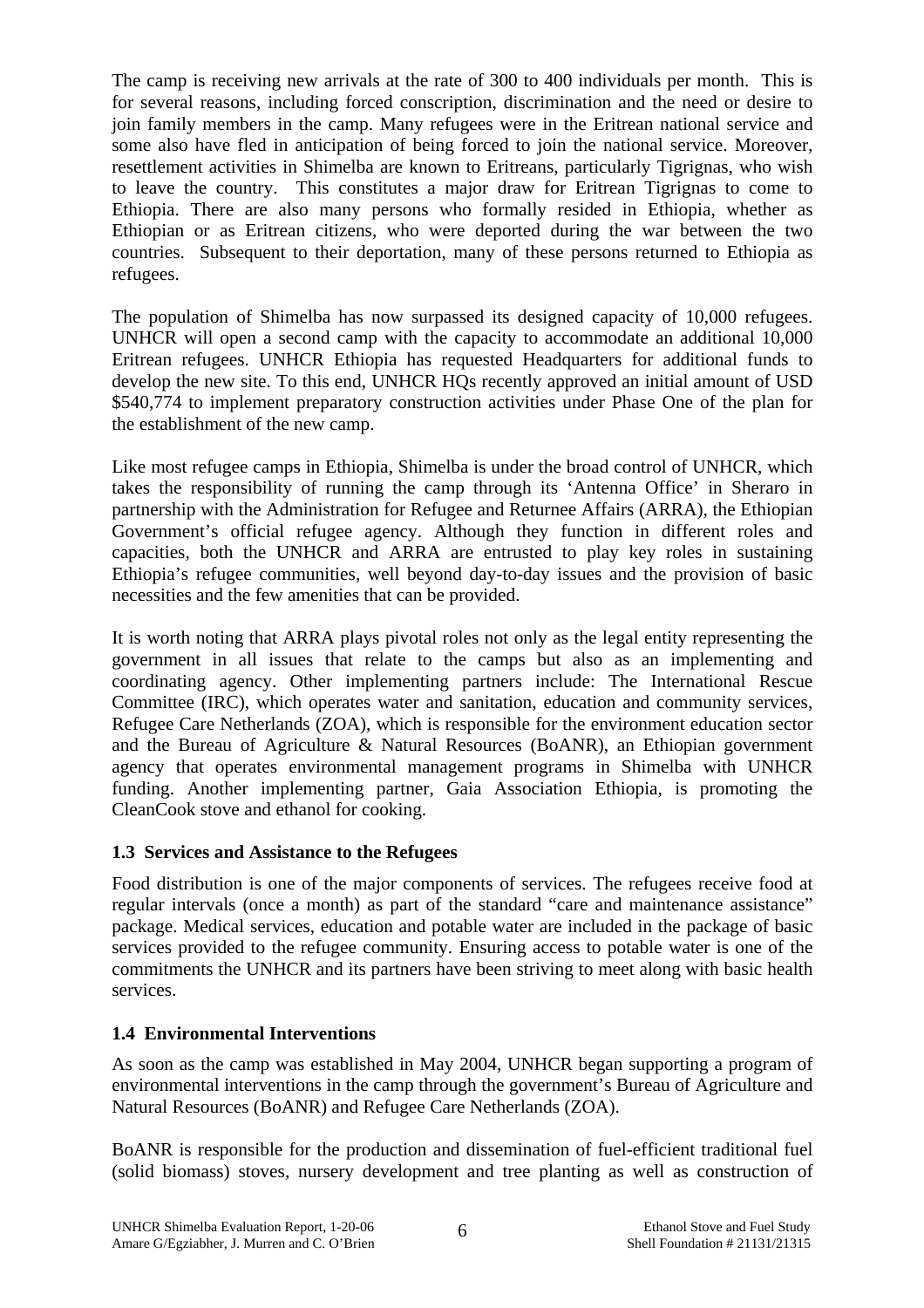The camp is receiving new arrivals at the rate of 300 to 400 individuals per month. This is for several reasons, including forced conscription, discrimination and the need or desire to join family members in the camp. Many refugees were in the Eritrean national service and some also have fled in anticipation of being forced to join the national service. Moreover, resettlement activities in Shimelba are known to Eritreans, particularly Tigrignas, who wish to leave the country. This constitutes a major draw for Eritrean Tigrignas to come to Ethiopia. There are also many persons who formally resided in Ethiopia, whether as Ethiopian or as Eritrean citizens, who were deported during the war between the two countries. Subsequent to their deportation, many of these persons returned to Ethiopia as refugees.

The population of Shimelba has now surpassed its designed capacity of 10,000 refugees. UNHCR will open a second camp with the capacity to accommodate an additional 10,000 Eritrean refugees. UNHCR Ethiopia has requested Headquarters for additional funds to develop the new site. To this end, UNHCR HQs recently approved an initial amount of USD $540,774 to implement preparatory construction activities under Phase One of the plan for the establishment of the new camp.

Like most refugee camps in Ethiopia, Shimelba is under the broad control of UNHCR, which takes the responsibility of running the camp through its 'Antenna Office' in Sheraro in partnership with the Administration for Refugee and Returnee Affairs (ARRA), the Ethiopian Government's official refugee agency. Although they function in different roles and capacities, both the UNHCR and ARRA are entrusted to play key roles in sustaining Ethiopia's refugee communities, well beyond day-to-day issues and the provision of basic necessities and the few amenities that can be provided.

It is worth noting that ARRA plays pivotal roles not only as the legal entity representing the government in all issues that relate to the camps but also as an implementing and coordinating agency. Other implementing partners include: The International Rescue Committee (IRC), which operates water and sanitation, education and community services, Refugee Care Netherlands (ZOA), which is responsible for the environment education sector and the Bureau of Agriculture & Natural Resources (BoANR), an Ethiopian government agency that operates environmental management programs in Shimelba with UNHCR funding. Another implementing partner, Gaia Association Ethiopia, is promoting the CleanCook stove and ethanol for cooking.

### 1.3 Services and Assistance to the Refugees

Food distribution is one of the major components of services. The refugees receive food at regular intervals (once a month) as part of the standard "care and maintenance assistance" package. Medical services, education and potable water are included in the package of basic services provided to the refugee community. Ensuring access to potable water is one of the commitments the UNHCR and its partners have been striving to meet along with basic health services.

### 1.4 Environmental Interventions

As soon as the camp was established in May 2004, UNHCR began supporting a program of environmental interventions in the camp through the government's Bureau of Agriculture and Natural Resources (BoANR) and Refugee Care Netherlands (ZOA).

BoANR is responsible for the production and dissemination of fuel-efficient traditional fuel (solid biomass) stoves, nursery development and tree planting as well as construction of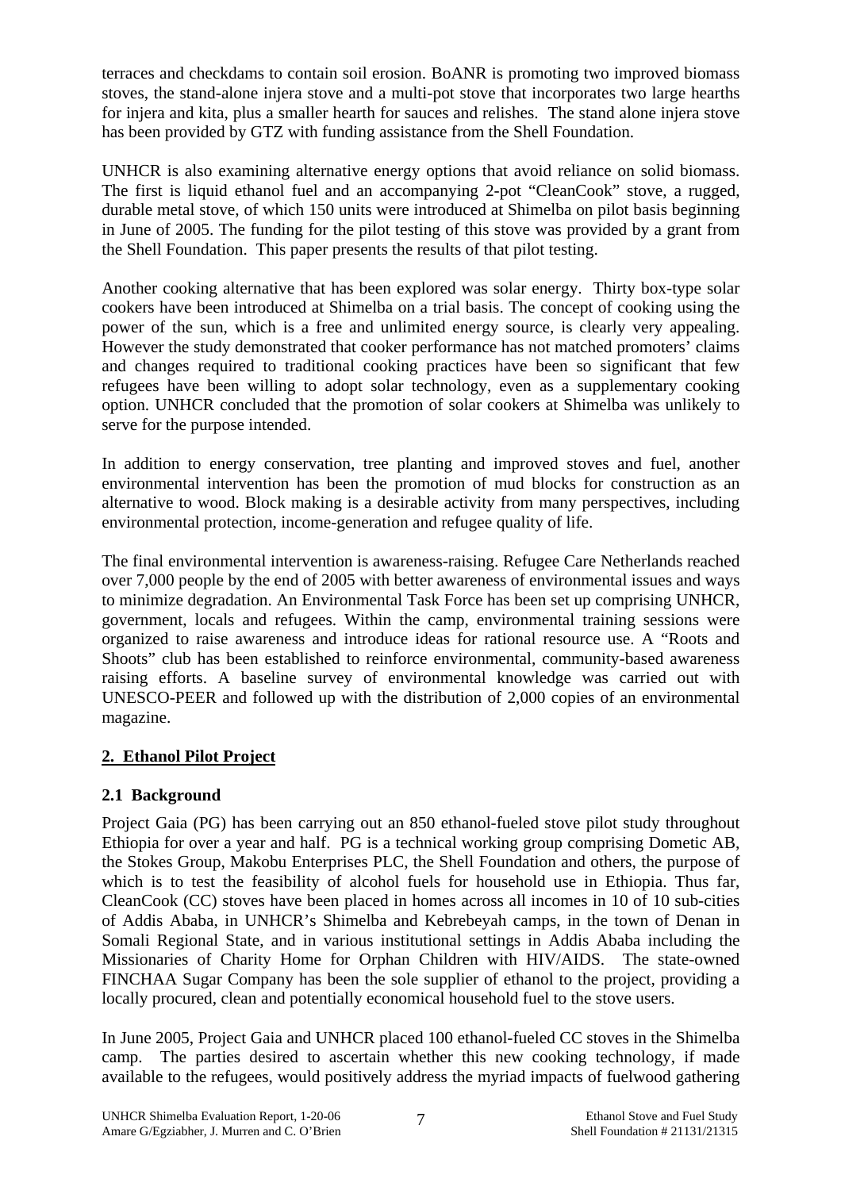terraces and checkdams to contain soil erosion. BoANR is promoting two improved biomass stoves, the stand-alone injera stove and a multi-pot stove that incorporates two large hearths for injera and kita, plus a smaller hearth for sauces and relishes. The stand alone injera stove has been provided by GTZ with funding assistance from the Shell Foundation.

UNHCR is also examining alternative energy options that avoid reliance on solid biomass. The first is liquid ethanol fuel and an accompanying 2-pot "CleanCook" stove, a rugged, durable metal stove, of which 150 units were introduced at Shimelba on pilot basis beginning in June of 2005. The funding for the pilot testing of this stove was provided by a grant from the Shell Foundation. This paper presents the results of that pilot testing.

Another cooking alternative that has been explored was solar energy. Thirty box-type solar cookers have been introduced at Shimelba on a trial basis. The concept of cooking using the power of the sun, which is a free and unlimited energy source, is clearly very appealing. However the study demonstrated that cooker performance has not matched promoters' claims and changes required to traditional cooking practices have been so significant that few refugees have been willing to adopt solar technology, even as a supplementary cooking option. UNHCR concluded that the promotion of solar cookers at Shimelba was unlikely to serve for the purpose intended.

In addition to energy conservation, tree planting and improved stoves and fuel, another environmental intervention has been the promotion of mud blocks for construction as an alternative to wood. Block making is a desirable activity from many perspectives, including environmental protection, income-generation and refugee quality of life.

The final environmental intervention is awareness-raising. Refugee Care Netherlands reached over 7,000 people by the end of 2005 with better awareness of environmental issues and ways to minimize degradation. An Environmental Task Force has been set up comprising UNHCR, government, locals and refugees. Within the camp, environmental training sessions were organized to raise awareness and introduce ideas for rational resource use. A "Roots and Shoots" club has been established to reinforce environmental, community-based awareness raising efforts. A baseline survey of environmental knowledge was carried out with UNESCO-PEER and followed up with the distribution of 2,000 copies of an environmental magazine.

## 2. Ethanol Pilot Project

### 2.1 Background

Project Gaia (PG) has been carrying out an 850 ethanol-fueled stove pilot study throughout Ethiopia for over a year and half. PG is a technical working group comprising Dometic AB, the Stokes Group, Makobu Enterprises PLC, the Shell Foundation and others, the purpose of which is to test the feasibility of alcohol fuels for household use in Ethiopia. Thus far, CleanCook (CC) stoves have been placed in homes across all incomes in 10 of 10 sub-cities of Addis Ababa, in UNHCR's Shimelba and Kebrebeyah camps, in the town of Denan in Somali Regional State, and in various institutional settings in Addis Ababa including the Missionaries of Charity Home for Orphan Children with HIV/AIDS. The state-owned FINCHAA Sugar Company has been the sole supplier of ethanol to the project, providing a locally procured, clean and potentially economical household fuel to the stove users.

In June 2005, Project Gaia and UNHCR placed 100 ethanol-fueled CC stoves in the Shimelba camp. The parties desired to ascertain whether this new cooking technology, if made available to the refugees, would positively address the myriad impacts of fuelwood gathering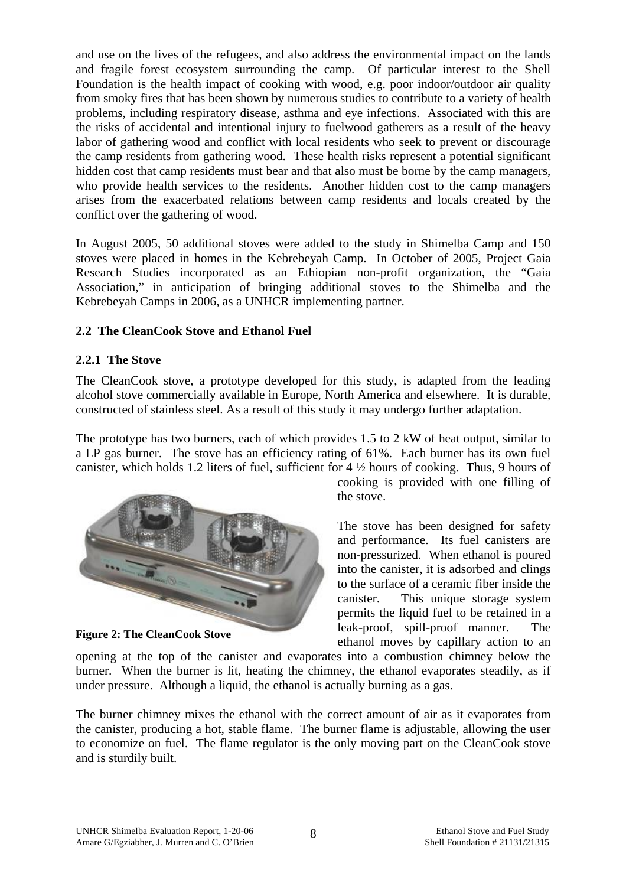and use on the lives of the refugees, and also address the environmental impact on the lands and fragile forest ecosystem surrounding the camp. Of particular interest to the Shell Foundation is the health impact of cooking with wood, e.g. poor indoor/outdoor air quality from smoky fires that has been shown by numerous studies to contribute to a variety of health problems, including respiratory disease, asthma and eye infections. Associated with this are the risks of accidental and intentional injury to fuelwood gatherers as a result of the heavy labor of gathering wood and conflict with local residents who seek to prevent or discourage the camp residents from gathering wood. These health risks represent a potential significant hidden cost that camp residents must bear and that also must be borne by the camp managers, who provide health services to the residents. Another hidden cost to the camp managers arises from the exacerbated relations between camp residents and locals created by the conflict over the gathering of wood.

In August 2005, 50 additional stoves were added to the study in Shimelba Camp and 150 stoves were placed in homes in the Kebrebeyah Camp. In October of 2005, Project Gaia Research Studies incorporated as an Ethiopian non-profit organization, the "Gaia Association," in anticipation of bringing additional stoves to the Shimelba and the Kebrebeyah Camps in 2006, as a UNHCR implementing partner.

### 2.2 The CleanCook Stove and Ethanol Fuel

#### 2.2.1 The Stove

The CleanCook stove, a prototype developed for this study, is adapted from the leading alcohol stove commercially available in Europe, North America and elsewhere. It is durable, constructed of stainless steel. As a result of this study it may undergo further adaptation.

The prototype has two burners, each of which provides 1.5 to 2 kW of heat output, similar to a LP gas burner. The stove has an efficiency rating of 61%. Each burner has its own fuel canister, which holds 1.2 liters of fuel, sufficient for 4 ½ hours of cooking. Thus, 9 hours of cooking is provided with one filling of the stove.

**Figure 2: The CleanCook Stove**

The stove has been designed for safety and performance. Its fuel canisters are non-pressurized. When ethanol is poured into the canister, it is adsorbed and clings to the surface of a ceramic fiber inside the canister. This unique storage system permits the liquid fuel to be retained in a leak-proof, spill-proof manner. The ethanol moves by capillary action to an opening at the top of the canister and evaporates into a combustion chimney below the burner. When the burner is lit, heating the chimney, the ethanol evaporates steadily, as if under pressure. Although a liquid, the ethanol is actually burning as a gas.

The burner chimney mixes the ethanol with the correct amount of air as it evaporates from the canister, producing a hot, stable flame. The burner flame is adjustable, allowing the user to economize on fuel. The flame regulator is the only moving part on the CleanCook stove and is sturdily built.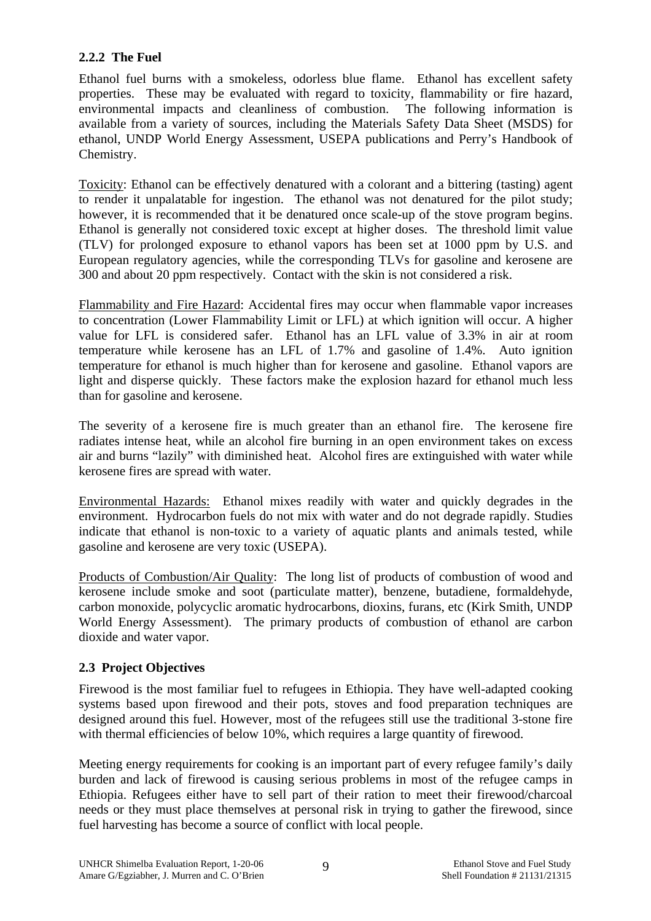### 2.2.2 The Fuel

Ethanol fuel burns with a smokeless, odorless blue flame. Ethanol has excellent safety properties. These may be evaluated with regard to toxicity, flammability or fire hazard, environmental impacts and cleanliness of combustion. The following information is available from a variety of sources, including the Materials Safety Data Sheet (MSDS) for ethanol, UNDP World Energy Assessment, USEPA publications and Perry's Handbook of Chemistry.

<u>Toxicity</u>: Ethanol can be effectively denatured with a colorant and a bittering (tasting) agent to render it unpalatable for ingestion. The ethanol was not denatured for the pilot study; however, it is recommended that it be denatured once scale-up of the stove program begins. Ethanol is generally not considered toxic except at higher doses. The threshold limit value (TLV) for prolonged exposure to ethanol vapors has been set at 1000 ppm by U.S. and European regulatory agencies, while the corresponding TLVs for gasoline and kerosene are 300 and about 20 ppm respectively. Contact with the skin is not considered a risk.

<u>Flammability and Fire Hazard</u>: Accidental fires may occur when flammable vapor increases to concentration (Lower Flammability Limit or LFL) at which ignition will occur. A higher value for LFL is considered safer. Ethanol has an LFL value of 3.3% in air at room temperature while kerosene has an LFL of 1.7% and gasoline of 1.4%. Auto ignition temperature for ethanol is much higher than for kerosene and gasoline. Ethanol vapors are light and disperse quickly. These factors make the explosion hazard for ethanol much less than for gasoline and kerosene.

The severity of a kerosene fire is much greater than an ethanol fire. The kerosene fire radiates intense heat, while an alcohol fire burning in an open environment takes on excess air and burns "lazily" with diminished heat. Alcohol fires are extinguished with water while kerosene fires are spread with water.

<u>Environmental Hazards:</u> Ethanol mixes readily with water and quickly degrades in the environment. Hydrocarbon fuels do not mix with water and do not degrade rapidly. Studies indicate that ethanol is non-toxic to a variety of aquatic plants and animals tested, while gasoline and kerosene are very toxic (USEPA).

<u>Products of Combustion/Air Quality</u>: The long list of products of combustion of wood and kerosene include smoke and soot (particulate matter), benzene, butadiene, formaldehyde, carbon monoxide, polycyclic aromatic hydrocarbons, dioxins, furans, etc (Kirk Smith, UNDP World Energy Assessment). The primary products of combustion of ethanol are carbon dioxide and water vapor.

## 2.3 Project Objectives

Firewood is the most familiar fuel to refugees in Ethiopia. They have well-adapted cooking systems based upon firewood and their pots, stoves and food preparation techniques are designed around this fuel. However, most of the refugees still use the traditional 3-stone fire with thermal efficiencies of below 10%, which requires a large quantity of firewood.

Meeting energy requirements for cooking is an important part of every refugee family's daily burden and lack of firewood is causing serious problems in most of the refugee camps in Ethiopia. Refugees either have to sell part of their ration to meet their firewood/charcoal needs or they must place themselves at personal risk in trying to gather the firewood, since fuel harvesting has become a source of conflict with local people.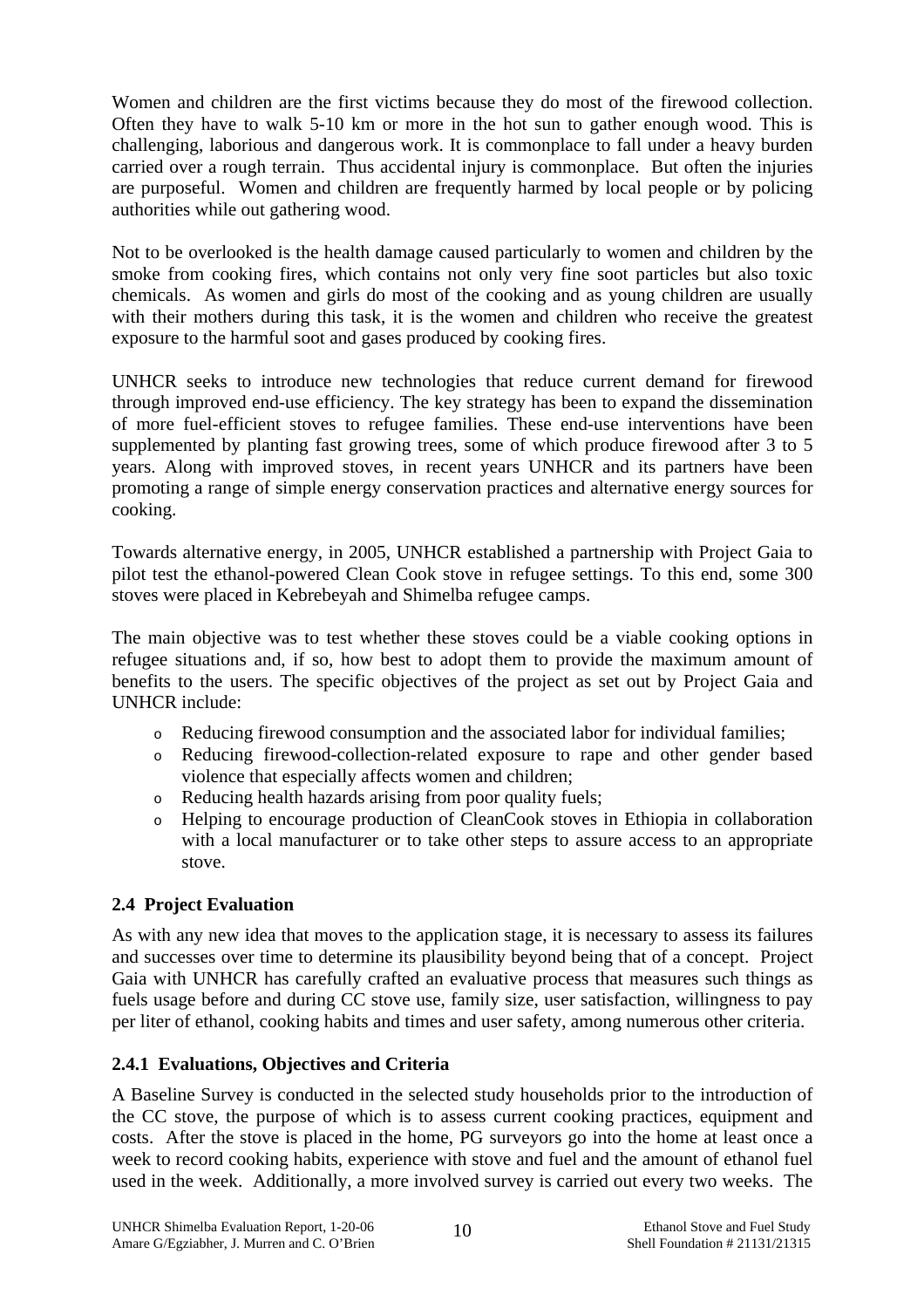Women and children are the first victims because they do most of the firewood collection. Often they have to walk 5-10 km or more in the hot sun to gather enough wood. This is challenging, laborious and dangerous work. It is commonplace to fall under a heavy burden carried over a rough terrain. Thus accidental injury is commonplace. But often the injuries are purposeful. Women and children are frequently harmed by local people or by policing authorities while out gathering wood.

Not to be overlooked is the health damage caused particularly to women and children by the smoke from cooking fires, which contains not only very fine soot particles but also toxic chemicals. As women and girls do most of the cooking and as young children are usually with their mothers during this task, it is the women and children who receive the greatest exposure to the harmful soot and gases produced by cooking fires.

UNHCR seeks to introduce new technologies that reduce current demand for firewood through improved end-use efficiency. The key strategy has been to expand the dissemination of more fuel-efficient stoves to refugee families. These end-use interventions have been supplemented by planting fast growing trees, some of which produce firewood after 3 to 5 years. Along with improved stoves, in recent years UNHCR and its partners have been promoting a range of simple energy conservation practices and alternative energy sources for cooking.

Towards alternative energy, in 2005, UNHCR established a partnership with Project Gaia to pilot test the ethanol-powered Clean Cook stove in refugee settings. To this end, some 300 stoves were placed in Kebrebeyah and Shimelba refugee camps.

The main objective was to test whether these stoves could be a viable cooking options in refugee situations and, if so, how best to adopt them to provide the maximum amount of benefits to the users. The specific objectives of the project as set out by Project Gaia and UNHCR include:

- Reducing firewood consumption and the associated labor for individual families;
- Reducing firewood-collection-related exposure to rape and other gender based violence that especially affects women and children;
- Reducing health hazards arising from poor quality fuels;
- Helping to encourage production of CleanCook stoves in Ethiopia in collaboration with a local manufacturer or to take other steps to assure access to an appropriate stove.

### 2.4 Project Evaluation

As with any new idea that moves to the application stage, it is necessary to assess its failures and successes over time to determine its plausibility beyond being that of a concept. Project Gaia with UNHCR has carefully crafted an evaluative process that measures such things as fuels usage before and during CC stove use, family size, user satisfaction, willingness to pay per liter of ethanol, cooking habits and times and user safety, among numerous other criteria.

#### 2.4.1 Evaluations, Objectives and Criteria

A Baseline Survey is conducted in the selected study households prior to the introduction of the CC stove, the purpose of which is to assess current cooking practices, equipment and costs. After the stove is placed in the home, PG surveyors go into the home at least once a week to record cooking habits, experience with stove and fuel and the amount of ethanol fuel used in the week. Additionally, a more involved survey is carried out every two weeks. The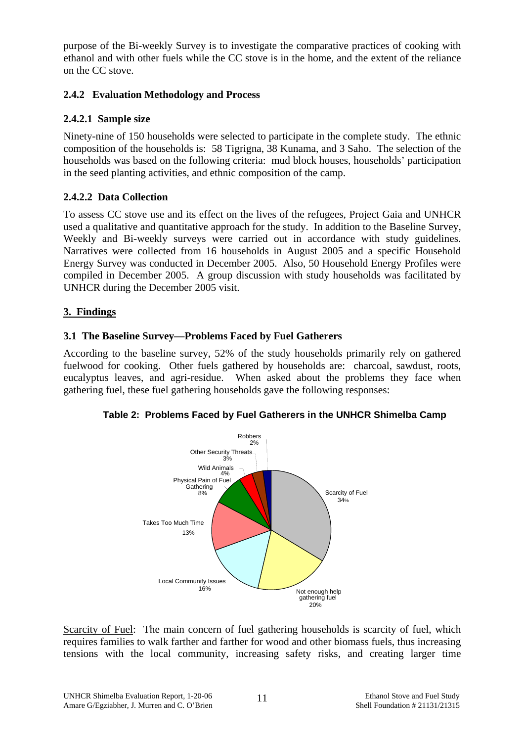purpose of the Bi-weekly Survey is to investigate the comparative practices of cooking with ethanol and with other fuels while the CC stove is in the home, and the extent of the reliance on the CC stove.

### 2.4.2 Evaluation Methodology and Process

#### 2.4.2.1 Sample size

Ninety-nine of 150 households were selected to participate in the complete study. The ethnic composition of the households is: 58 Tigrigna, 38 Kunama, and 3 Saho. The selection of the households was based on the following criteria: mud block houses, households' participation in the seed planting activities, and ethnic composition of the camp.

#### 2.4.2.2 Data Collection

To assess CC stove use and its effect on the lives of the refugees, Project Gaia and UNHCR used a qualitative and quantitative approach for the study. In addition to the Baseline Survey, Weekly and Bi-weekly surveys were carried out in accordance with study guidelines. Narratives were collected from 16 households in August 2005 and a specific Household Energy Survey was conducted in December 2005. Also, 50 Household Energy Profiles were compiled in December 2005. A group discussion with study households was facilitated by UNHCR during the December 2005 visit.

## 3. Findings

### 3.1 The Baseline Survey—Problems Faced by Fuel Gatherers

According to the baseline survey, 52% of the study households primarily rely on gathered fuelwood for cooking. Other fuels gathered by households are: charcoal, sawdust, roots, eucalyptus leaves, and agri-residue. When asked about the problems they face when gathering fuel, these fuel gathering households gave the following responses:

**Table 2: Problems Faced by Fuel Gatherers in the UNHCR Shimelba Camp**

Robbers 2%
Other Security Threats 3%
Wild Animals 4%
Physical Pain of Fuel Gathering 8%
Takes Too Much Time 13%
Local Community Issues 16%
Not enough help gathering fuel 20%
Scarcity of Fuel 34%

Scarcity of Fuel: The main concern of fuel gathering households is scarcity of fuel, which requires families to walk farther and farther for wood and other biomass fuels, thus increasing tensions with the local community, increasing safety risks, and creating larger time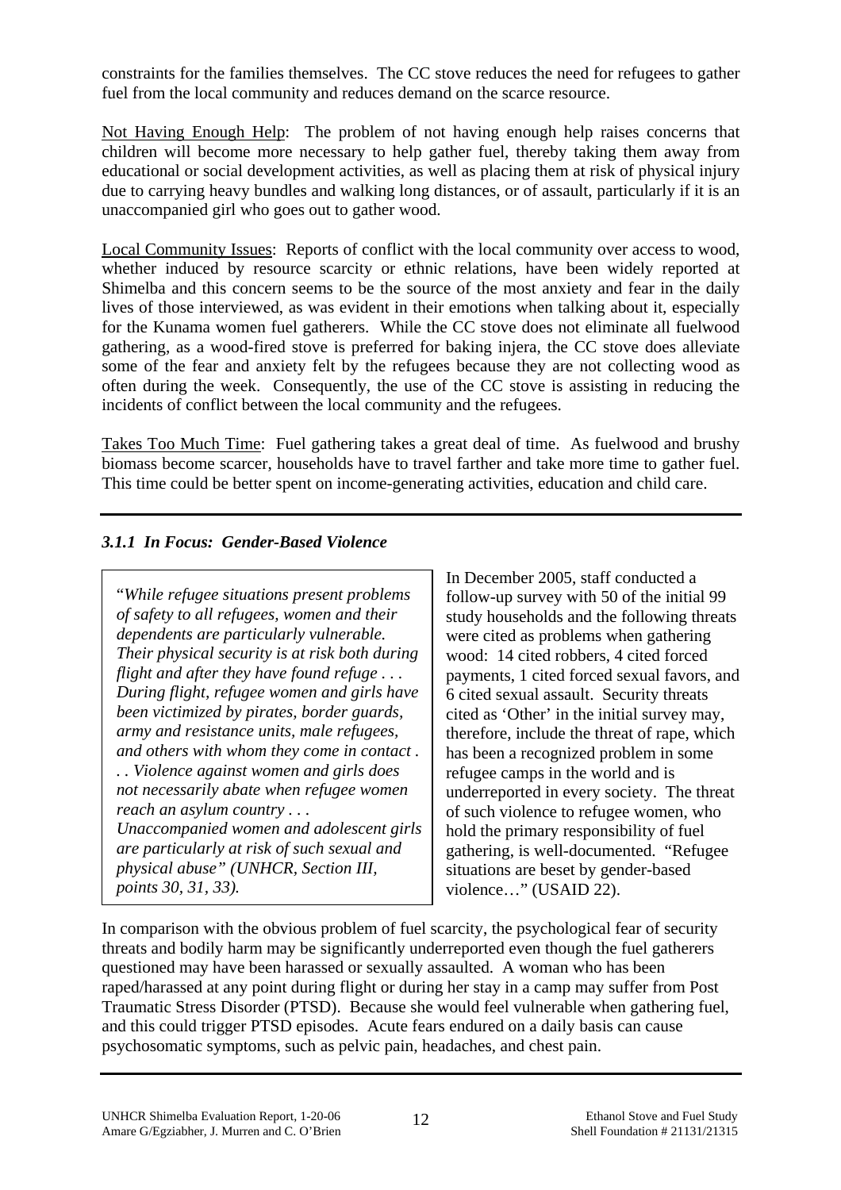constraints for the families themselves. The CC stove reduces the need for refugees to gather fuel from the local community and reduces demand on the scarce resource.

Not Having Enough Help: The problem of not having enough help raises concerns that children will become more necessary to help gather fuel, thereby taking them away from educational or social development activities, as well as placing them at risk of physical injury due to carrying heavy bundles and walking long distances, or of assault, particularly if it is an unaccompanied girl who goes out to gather wood.

Local Community Issues: Reports of conflict with the local community over access to wood, whether induced by resource scarcity or ethnic relations, have been widely reported at Shimelba and this concern seems to be the source of the most anxiety and fear in the daily lives of those interviewed, as was evident in their emotions when talking about it, especially for the Kunama women fuel gatherers. While the CC stove does not eliminate all fuelwood gathering, as a wood-fired stove is preferred for baking injera, the CC stove does alleviate some of the fear and anxiety felt by the refugees because they are not collecting wood as often during the week. Consequently, the use of the CC stove is assisting in reducing the incidents of conflict between the local community and the refugees.

Takes Too Much Time: Fuel gathering takes a great deal of time. As fuelwood and brushy biomass become scarcer, households have to travel farther and take more time to gather fuel. This time could be better spent on income-generating activities, education and child care.

### *3.1.1 In Focus: Gender-Based Violence*

"*While refugee situations present problems of safety to all refugees, women and their dependents are particularly vulnerable. Their physical security is at risk both during flight and after they have found refuge . . . During flight, refugee women and girls have been victimized by pirates, border guards, army and resistance units, male refugees, and others with whom they come in contact . . . Violence against women and girls does not necessarily abate when refugee women reach an asylum country . . . Unaccompanied women and adolescent girls are particularly at risk of such sexual and physical abuse" (UNHCR, Section III, points 30, 31, 33).*

In December 2005, staff conducted a follow-up survey with 50 of the initial 99 study households and the following threats were cited as problems when gathering wood: 14 cited robbers, 4 cited forced payments, 1 cited forced sexual favors, and 6 cited sexual assault. Security threats cited as 'Other' in the initial survey may, therefore, include the threat of rape, which has been a recognized problem in some refugee camps in the world and is underreported in every society. The threat of such violence to refugee women, who hold the primary responsibility of fuel gathering, is well-documented. "Refugee situations are beset by gender-based violence…" (USAID 22).

In comparison with the obvious problem of fuel scarcity, the psychological fear of security threats and bodily harm may be significantly underreported even though the fuel gatherers questioned may have been harassed or sexually assaulted. A woman who has been raped/harassed at any point during flight or during her stay in a camp may suffer from Post Traumatic Stress Disorder (PTSD). Because she would feel vulnerable when gathering fuel, and this could trigger PTSD episodes. Acute fears endured on a daily basis can cause psychosomatic symptoms, such as pelvic pain, headaches, and chest pain.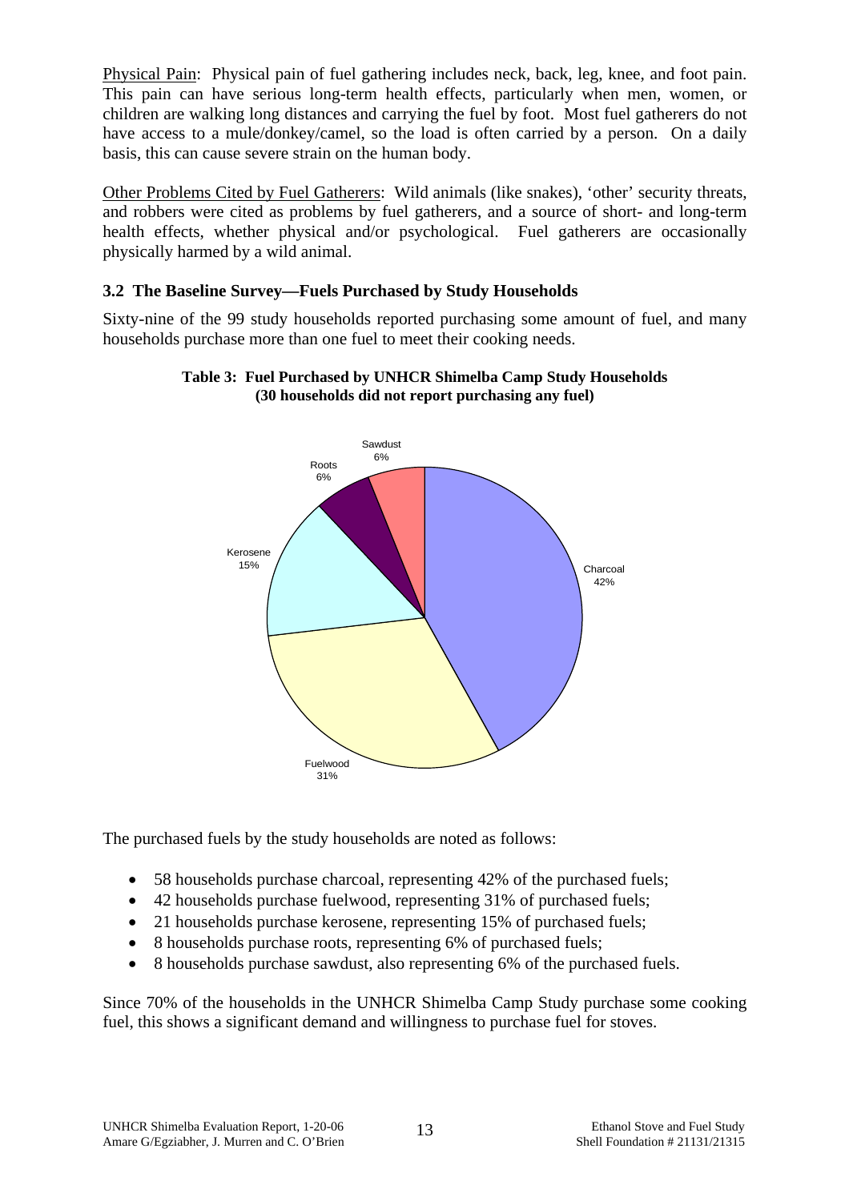Physical Pain: Physical pain of fuel gathering includes neck, back, leg, knee, and foot pain. This pain can have serious long-term health effects, particularly when men, women, or children are walking long distances and carrying the fuel by foot. Most fuel gatherers do not have access to a mule/donkey/camel, so the load is often carried by a person. On a daily basis, this can cause severe strain on the human body.

Other Problems Cited by Fuel Gatherers: Wild animals (like snakes), 'other' security threats, and robbers were cited as problems by fuel gatherers, and a source of short- and long-term health effects, whether physical and/or psychological. Fuel gatherers are occasionally physically harmed by a wild animal.

### 3.2 The Baseline Survey—Fuels Purchased by Study Households

Sixty-nine of the 99 study households reported purchasing some amount of fuel, and many households purchase more than one fuel to meet their cooking needs.

**Table 3: Fuel Purchased by UNHCR Shimelba Camp Study Households (30 households did not report purchasing any fuel)**

Sawdust
6%

Roots
6%

Kerosene
15%

Charcoal
42%

Fuelwood
31%

The purchased fuels by the study households are noted as follows:

- 58 households purchase charcoal, representing 42% of the purchased fuels;
- 42 households purchase fuelwood, representing 31% of purchased fuels;
- 21 households purchase kerosene, representing 15% of purchased fuels;
- 8 households purchase roots, representing 6% of purchased fuels;
- 8 households purchase sawdust, also representing 6% of the purchased fuels.

Since 70% of the households in the UNHCR Shimelba Camp Study purchase some cooking fuel, this shows a significant demand and willingness to purchase fuel for stoves.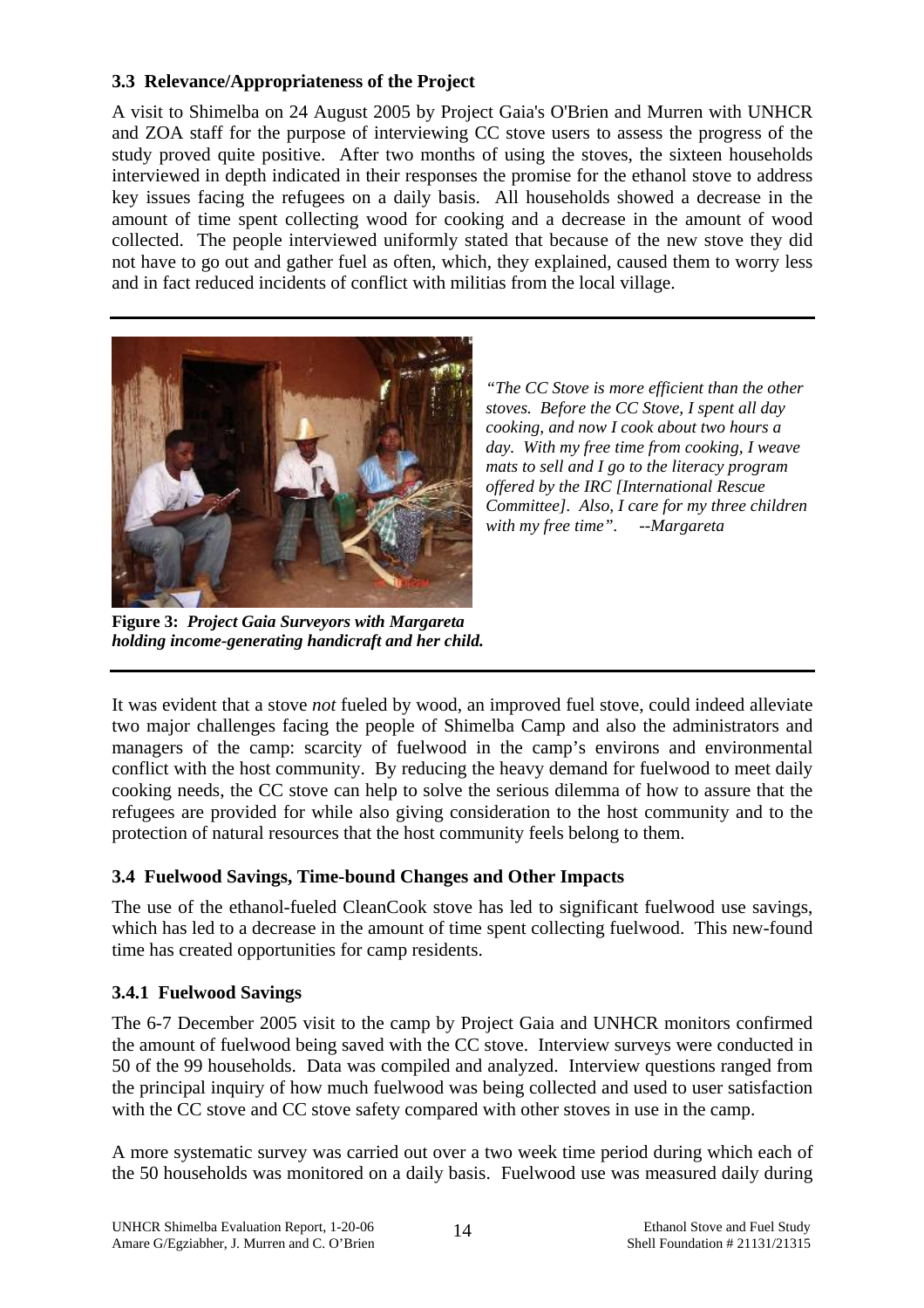### 3.3 Relevance/Appropriateness of the Project

A visit to Shimelba on 24 August 2005 by Project Gaia's O'Brien and Murren with UNHCR and ZOA staff for the purpose of interviewing CC stove users to assess the progress of the study proved quite positive. After two months of using the stoves, the sixteen households interviewed in depth indicated in their responses the promise for the ethanol stove to address key issues facing the refugees on a daily basis. All households showed a decrease in the amount of time spent collecting wood for cooking and a decrease in the amount of wood collected. The people interviewed uniformly stated that because of the new stove they did not have to go out and gather fuel as often, which, they explained, caused them to worry less and in fact reduced incidents of conflict with militias from the local village.

*"The CC Stove is more efficient than the other stoves. Before the CC Stove, I spent all day cooking, and now I cook about two hours a day. With my free time from cooking, I weave mats to sell and I go to the literacy program offered by the IRC [International Rescue Committee]. Also, I care for my three children with my free time". --Margareta*

**Figure 3:** ***Project Gaia Surveyors with Margareta holding income-generating handicraft and her child.***

It was evident that a stove *not* fueled by wood, an improved fuel stove, could indeed alleviate two major challenges facing the people of Shimelba Camp and also the administrators and managers of the camp: scarcity of fuelwood in the camp's environs and environmental conflict with the host community. By reducing the heavy demand for fuelwood to meet daily cooking needs, the CC stove can help to solve the serious dilemma of how to assure that the refugees are provided for while also giving consideration to the host community and to the protection of natural resources that the host community feels belong to them.

### 3.4 Fuelwood Savings, Time-bound Changes and Other Impacts

The use of the ethanol-fueled CleanCook stove has led to significant fuelwood use savings, which has led to a decrease in the amount of time spent collecting fuelwood. This new-found time has created opportunities for camp residents.

#### 3.4.1 Fuelwood Savings

The 6-7 December 2005 visit to the camp by Project Gaia and UNHCR monitors confirmed the amount of fuelwood being saved with the CC stove. Interview surveys were conducted in 50 of the 99 households. Data was compiled and analyzed. Interview questions ranged from the principal inquiry of how much fuelwood was being collected and used to user satisfaction with the CC stove and CC stove safety compared with other stoves in use in the camp.

A more systematic survey was carried out over a two week time period during which each of the 50 households was monitored on a daily basis. Fuelwood use was measured daily during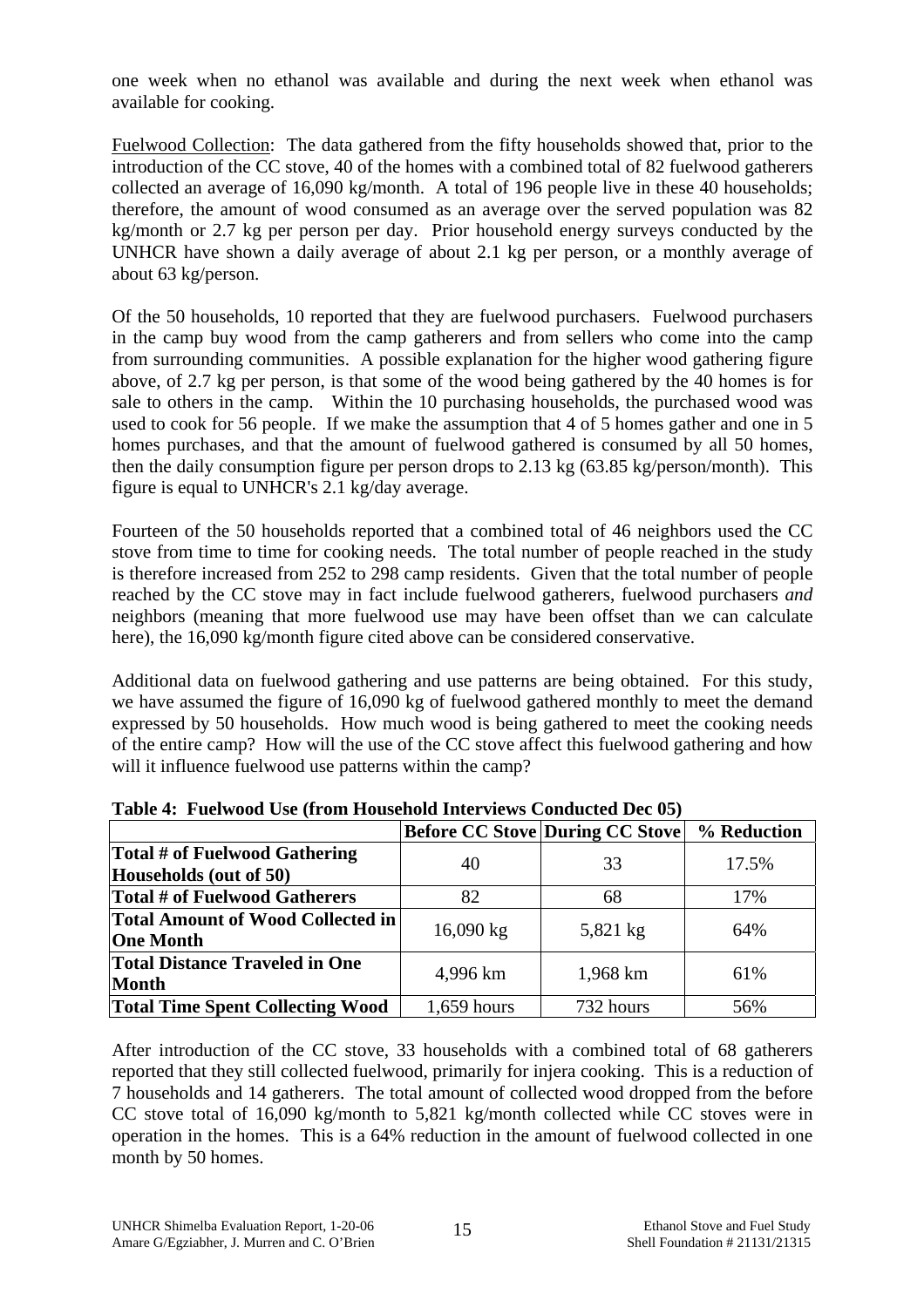one week when no ethanol was available and during the next week when ethanol was available for cooking.

Fuelwood Collection: The data gathered from the fifty households showed that, prior to the introduction of the CC stove, 40 of the homes with a combined total of 82 fuelwood gatherers collected an average of 16,090 kg/month. A total of 196 people live in these 40 households; therefore, the amount of wood consumed as an average over the served population was 82 kg/month or 2.7 kg per person per day. Prior household energy surveys conducted by the UNHCR have shown a daily average of about 2.1 kg per person, or a monthly average of about 63 kg/person.

Of the 50 households, 10 reported that they are fuelwood purchasers. Fuelwood purchasers in the camp buy wood from the camp gatherers and from sellers who come into the camp from surrounding communities. A possible explanation for the higher wood gathering figure above, of 2.7 kg per person, is that some of the wood being gathered by the 40 homes is for sale to others in the camp. Within the 10 purchasing households, the purchased wood was used to cook for 56 people. If we make the assumption that 4 of 5 homes gather and one in 5 homes purchases, and that the amount of fuelwood gathered is consumed by all 50 homes, then the daily consumption figure per person drops to 2.13 kg (63.85 kg/person/month). This figure is equal to UNHCR's 2.1 kg/day average.

Fourteen of the 50 households reported that a combined total of 46 neighbors used the CC stove from time to time for cooking needs. The total number of people reached in the study is therefore increased from 252 to 298 camp residents. Given that the total number of people reached by the CC stove may in fact include fuelwood gatherers, fuelwood purchasers *and* neighbors (meaning that more fuelwood use may have been offset than we can calculate here), the 16,090 kg/month figure cited above can be considered conservative.

Additional data on fuelwood gathering and use patterns are being obtained. For this study, we have assumed the figure of 16,090 kg of fuelwood gathered monthly to meet the demand expressed by 50 households. How much wood is being gathered to meet the cooking needs of the entire camp? How will the use of the CC stove affect this fuelwood gathering and how will it influence fuelwood use patterns within the camp?

**Table 4: Fuelwood Use (from Household Interviews Conducted Dec 05)**

| | Before CC Stove | During CC Stove | % Reduction |
|---|---|---|---|
| **Total # of Fuelwood Gathering Households (out of 50)** | 40 | 33 | 17.5% |
| **Total # of Fuelwood Gatherers** | 82 | 68 | 17% |
| **Total Amount of Wood Collected in One Month** | 16,090 kg | 5,821 kg | 64% |
| **Total Distance Traveled in One Month** | 4,996 km | 1,968 km | 61% |
| **Total Time Spent Collecting Wood** | 1,659 hours | 732 hours | 56% |

After introduction of the CC stove, 33 households with a combined total of 68 gatherers reported that they still collected fuelwood, primarily for injera cooking. This is a reduction of 7 households and 14 gatherers. The total amount of collected wood dropped from the before CC stove total of 16,090 kg/month to 5,821 kg/month collected while CC stoves were in operation in the homes. This is a 64% reduction in the amount of fuelwood collected in one month by 50 homes.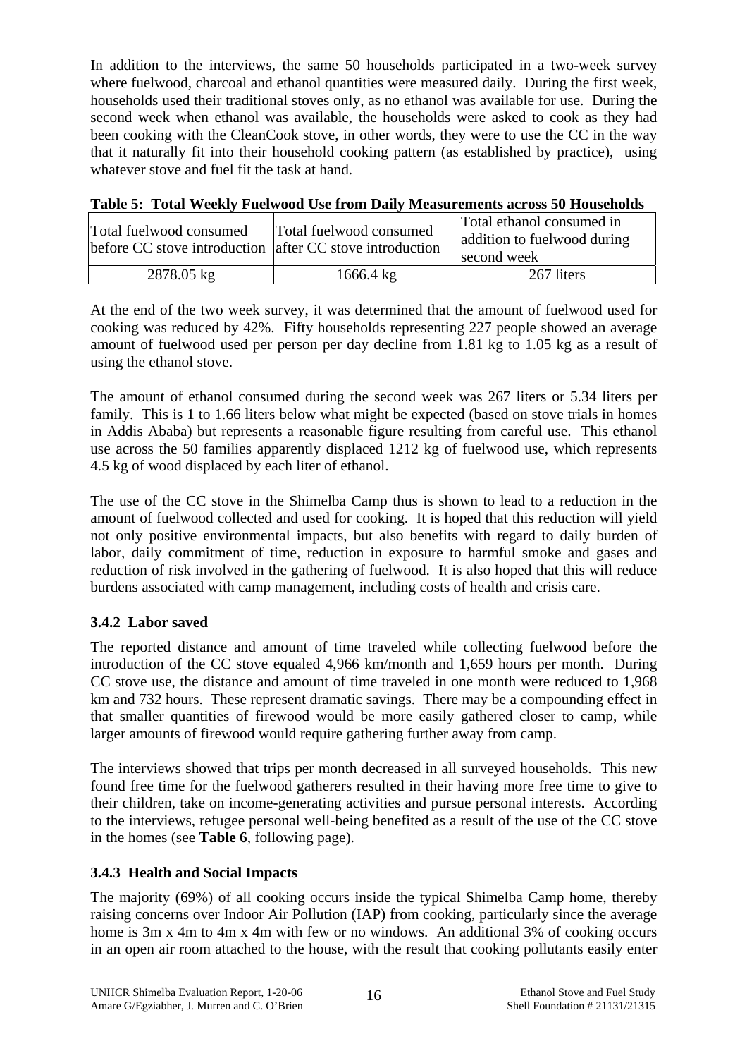In addition to the interviews, the same 50 households participated in a two-week survey where fuelwood, charcoal and ethanol quantities were measured daily. During the first week, households used their traditional stoves only, as no ethanol was available for use. During the second week when ethanol was available, the households were asked to cook as they had been cooking with the CleanCook stove, in other words, they were to use the CC in the way that it naturally fit into their household cooking pattern (as established by practice), using whatever stove and fuel fit the task at hand.

**Table 5: Total Weekly Fuelwood Use from Daily Measurements across 50 Households**

| Total fuelwood consumed before CC stove introduction | Total fuelwood consumed after CC stove introduction | Total ethanol consumed in addition to fuelwood during second week |
|---|---|---|
| 2878.05 kg | 1666.4 kg | 267 liters |

At the end of the two week survey, it was determined that the amount of fuelwood used for cooking was reduced by 42%. Fifty households representing 227 people showed an average amount of fuelwood used per person per day decline from 1.81 kg to 1.05 kg as a result of using the ethanol stove.

The amount of ethanol consumed during the second week was 267 liters or 5.34 liters per family. This is 1 to 1.66 liters below what might be expected (based on stove trials in homes in Addis Ababa) but represents a reasonable figure resulting from careful use. This ethanol use across the 50 families apparently displaced 1212 kg of fuelwood use, which represents 4.5 kg of wood displaced by each liter of ethanol.

The use of the CC stove in the Shimelba Camp thus is shown to lead to a reduction in the amount of fuelwood collected and used for cooking. It is hoped that this reduction will yield not only positive environmental impacts, but also benefits with regard to daily burden of labor, daily commitment of time, reduction in exposure to harmful smoke and gases and reduction of risk involved in the gathering of fuelwood. It is also hoped that this will reduce burdens associated with camp management, including costs of health and crisis care.

### 3.4.2 Labor saved

The reported distance and amount of time traveled while collecting fuelwood before the introduction of the CC stove equaled 4,966 km/month and 1,659 hours per month. During CC stove use, the distance and amount of time traveled in one month were reduced to 1,968 km and 732 hours. These represent dramatic savings. There may be a compounding effect in that smaller quantities of firewood would be more easily gathered closer to camp, while larger amounts of firewood would require gathering further away from camp.

The interviews showed that trips per month decreased in all surveyed households. This new found free time for the fuelwood gatherers resulted in their having more free time to give to their children, take on income-generating activities and pursue personal interests. According to the interviews, refugee personal well-being benefited as a result of the use of the CC stove in the homes (see **Table 6**, following page).

### 3.4.3 Health and Social Impacts

The majority (69%) of all cooking occurs inside the typical Shimelba Camp home, thereby raising concerns over Indoor Air Pollution (IAP) from cooking, particularly since the average home is 3m x 4m to 4m x 4m with few or no windows. An additional 3% of cooking occurs in an open air room attached to the house, with the result that cooking pollutants easily enter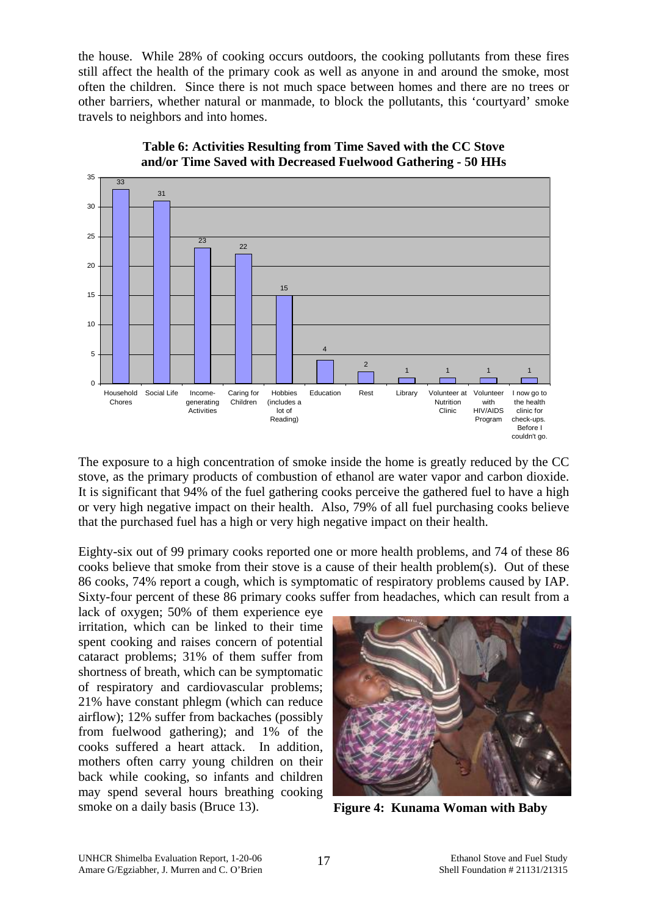the house. While 28% of cooking occurs outdoors, the cooking pollutants from these fires still affect the health of the primary cook as well as anyone in and around the smoke, most often the children. Since there is not much space between homes and there are no trees or other barriers, whether natural or manmade, to block the pollutants, this 'courtyard' smoke travels to neighbors and into homes.

**Table 6: Activities Resulting from Time Saved with the CC Stove and/or Time Saved with Decreased Fuelwood Gathering - 50 HHs**

| Activity | Number of HHs |
|---|---|
| Household Chores | 33 |
| Social Life | 31 |
| Income-generating Activities | 23 |
| Caring for Children | 22 |
| Hobbies (includes a lot of Reading) | 15 |
| Education | 4 |
| Rest | 2 |
| Library | 1 |
| Volunteer at Nutrition Clinic | 1 |
| Volunteer with HIV/AIDS Program | 1 |
| I now go to the health clinic for check-ups. Before I couldn't go. | 1 |

The exposure to a high concentration of smoke inside the home is greatly reduced by the CC stove, as the primary products of combustion of ethanol are water vapor and carbon dioxide. It is significant that 94% of the fuel gathering cooks perceive the gathered fuel to have a high or very high negative impact on their health. Also, 79% of all fuel purchasing cooks believe that the purchased fuel has a high or very high negative impact on their health.

Eighty-six out of 99 primary cooks reported one or more health problems, and 74 of these 86 cooks believe that smoke from their stove is a cause of their health problem(s). Out of these 86 cooks, 74% report a cough, which is symptomatic of respiratory problems caused by IAP. Sixty-four percent of these 86 primary cooks suffer from headaches, which can result from a lack of oxygen; 50% of them experience eye irritation, which can be linked to their time spent cooking and raises concern of potential cataract problems; 31% of them suffer from shortness of breath, which can be symptomatic of respiratory and cardiovascular problems; 21% have constant phlegm (which can reduce airflow); 12% suffer from backaches (possibly from fuelwood gathering); and 1% of the cooks suffered a heart attack. In addition, mothers often carry young children on their back while cooking, so infants and children may spend several hours breathing cooking smoke on a daily basis (Bruce 13).

**Figure 4: Kunama Woman with Baby**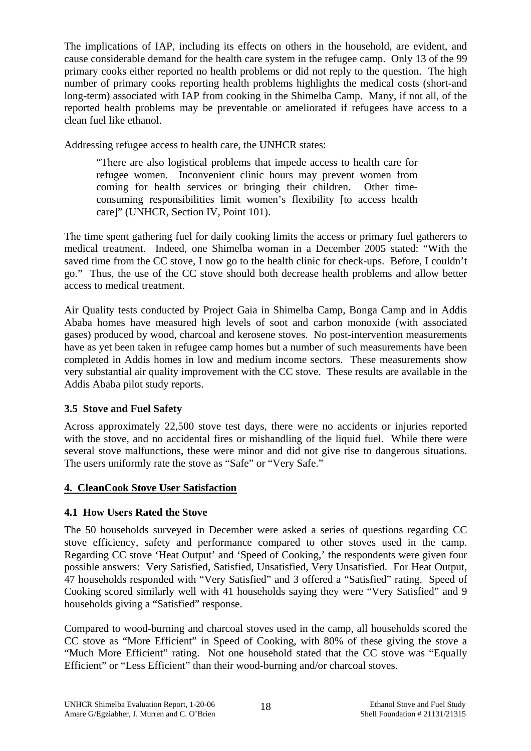The implications of IAP, including its effects on others in the household, are evident, and cause considerable demand for the health care system in the refugee camp. Only 13 of the 99 primary cooks either reported no health problems or did not reply to the question. The high number of primary cooks reporting health problems highlights the medical costs (short-and long-term) associated with IAP from cooking in the Shimelba Camp. Many, if not all, of the reported health problems may be preventable or ameliorated if refugees have access to a clean fuel like ethanol.

Addressing refugee access to health care, the UNHCR states:

> "There are also logistical problems that impede access to health care for refugee women. Inconvenient clinic hours may prevent women from coming for health services or bringing their children. Other time-consuming responsibilities limit women's flexibility [to access health care]" (UNHCR, Section IV, Point 101).

The time spent gathering fuel for daily cooking limits the access or primary fuel gatherers to medical treatment. Indeed, one Shimelba woman in a December 2005 stated: "With the saved time from the CC stove, I now go to the health clinic for check-ups. Before, I couldn't go." Thus, the use of the CC stove should both decrease health problems and allow better access to medical treatment.

Air Quality tests conducted by Project Gaia in Shimelba Camp, Bonga Camp and in Addis Ababa homes have measured high levels of soot and carbon monoxide (with associated gases) produced by wood, charcoal and kerosene stoves. No post-intervention measurements have as yet been taken in refugee camp homes but a number of such measurements have been completed in Addis homes in low and medium income sectors. These measurements show very substantial air quality improvement with the CC stove. These results are available in the Addis Ababa pilot study reports.

### 3.5 Stove and Fuel Safety

Across approximately 22,500 stove test days, there were no accidents or injuries reported with the stove, and no accidental fires or mishandling of the liquid fuel. While there were several stove malfunctions, these were minor and did not give rise to dangerous situations. The users uniformly rate the stove as "Safe" or "Very Safe."

## 4. CleanCook Stove User Satisfaction

### 4.1 How Users Rated the Stove

The 50 households surveyed in December were asked a series of questions regarding CC stove efficiency, safety and performance compared to other stoves used in the camp. Regarding CC stove 'Heat Output' and 'Speed of Cooking,' the respondents were given four possible answers: Very Satisfied, Satisfied, Unsatisfied, Very Unsatisfied. For Heat Output, 47 households responded with "Very Satisfied" and 3 offered a "Satisfied" rating. Speed of Cooking scored similarly well with 41 households saying they were "Very Satisfied" and 9 households giving a "Satisfied" response.

Compared to wood-burning and charcoal stoves used in the camp, all households scored the CC stove as "More Efficient" in Speed of Cooking, with 80% of these giving the stove a "Much More Efficient" rating. Not one household stated that the CC stove was "Equally Efficient" or "Less Efficient" than their wood-burning and/or charcoal stoves.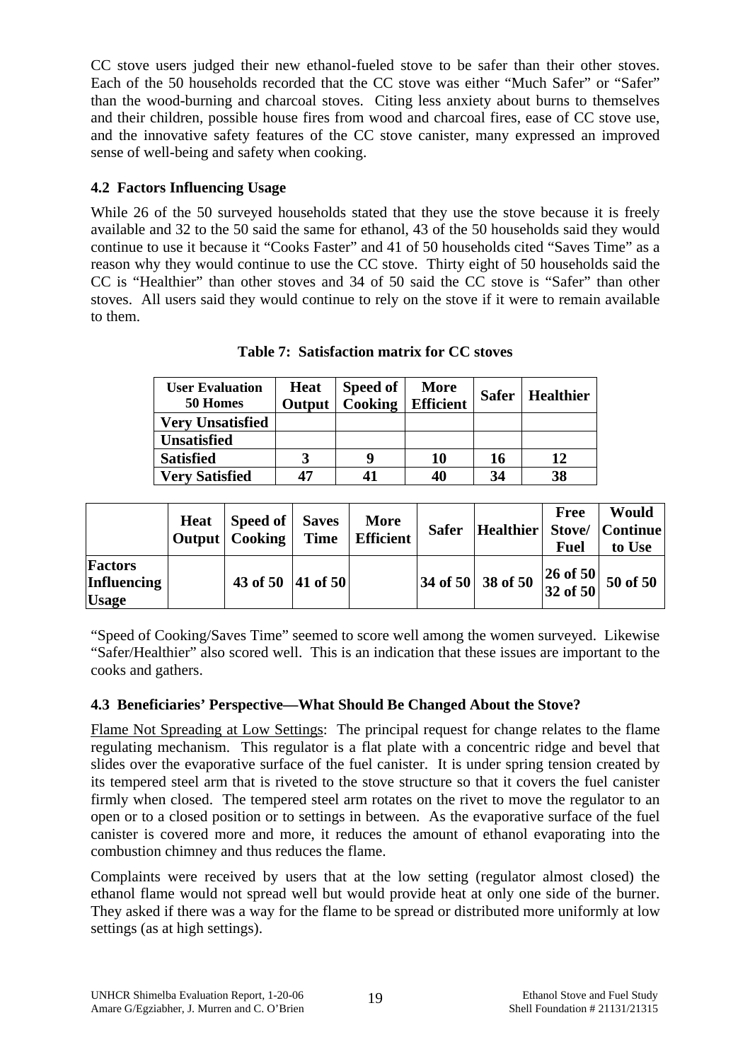CC stove users judged their new ethanol-fueled stove to be safer than their other stoves. Each of the 50 households recorded that the CC stove was either "Much Safer" or "Safer" than the wood-burning and charcoal stoves. Citing less anxiety about burns to themselves and their children, possible house fires from wood and charcoal fires, ease of CC stove use, and the innovative safety features of the CC stove canister, many expressed an improved sense of well-being and safety when cooking.

### 4.2 Factors Influencing Usage

While 26 of the 50 surveyed households stated that they use the stove because it is freely available and 32 to the 50 said the same for ethanol, 43 of the 50 households said they would continue to use it because it "Cooks Faster" and 41 of 50 households cited "Saves Time" as a reason why they would continue to use the CC stove. Thirty eight of 50 households said the CC is "Healthier" than other stoves and 34 of 50 said the CC stove is "Safer" than other stoves. All users said they would continue to rely on the stove if it were to remain available to them.

**Table 7: Satisfaction matrix for CC stoves**

| User Evaluation 50 Homes | Heat Output | Speed of Cooking | More Efficient | Safer | Healthier |
|---|---|---|---|---|---|
| **Very Unsatisfied** | | | | | |
| **Unsatisfied** | | | | | |
| **Satisfied** | 3 | 9 | 10 | 16 | 12 |
| **Very Satisfied** | 47 | 41 | 40 | 34 | 38 |

| | Heat Output | Speed of Cooking | Saves Time | More Efficient | Safer | Healthier | Free Stove/ Fuel | Would Continue to Use |
|---|---|---|---|---|---|---|---|---|
| **Factors Influencing Usage** | | 43 of 50 | 41 of 50 | | 34 of 50 | 38 of 50 | 26 of 50 32 of 50 | 50 of 50 |

"Speed of Cooking/Saves Time" seemed to score well among the women surveyed. Likewise "Safer/Healthier" also scored well. This is an indication that these issues are important to the cooks and gathers.

### 4.3 Beneficiaries' Perspective—What Should Be Changed About the Stove?

Flame Not Spreading at Low Settings: The principal request for change relates to the flame regulating mechanism. This regulator is a flat plate with a concentric ridge and bevel that slides over the evaporative surface of the fuel canister. It is under spring tension created by its tempered steel arm that is riveted to the stove structure so that it covers the fuel canister firmly when closed. The tempered steel arm rotates on the rivet to move the regulator to an open or to a closed position or to settings in between. As the evaporative surface of the fuel canister is covered more and more, it reduces the amount of ethanol evaporating into the combustion chimney and thus reduces the flame.

Complaints were received by users that at the low setting (regulator almost closed) the ethanol flame would not spread well but would provide heat at only one side of the burner. They asked if there was a way for the flame to be spread or distributed more uniformly at low settings (as at high settings).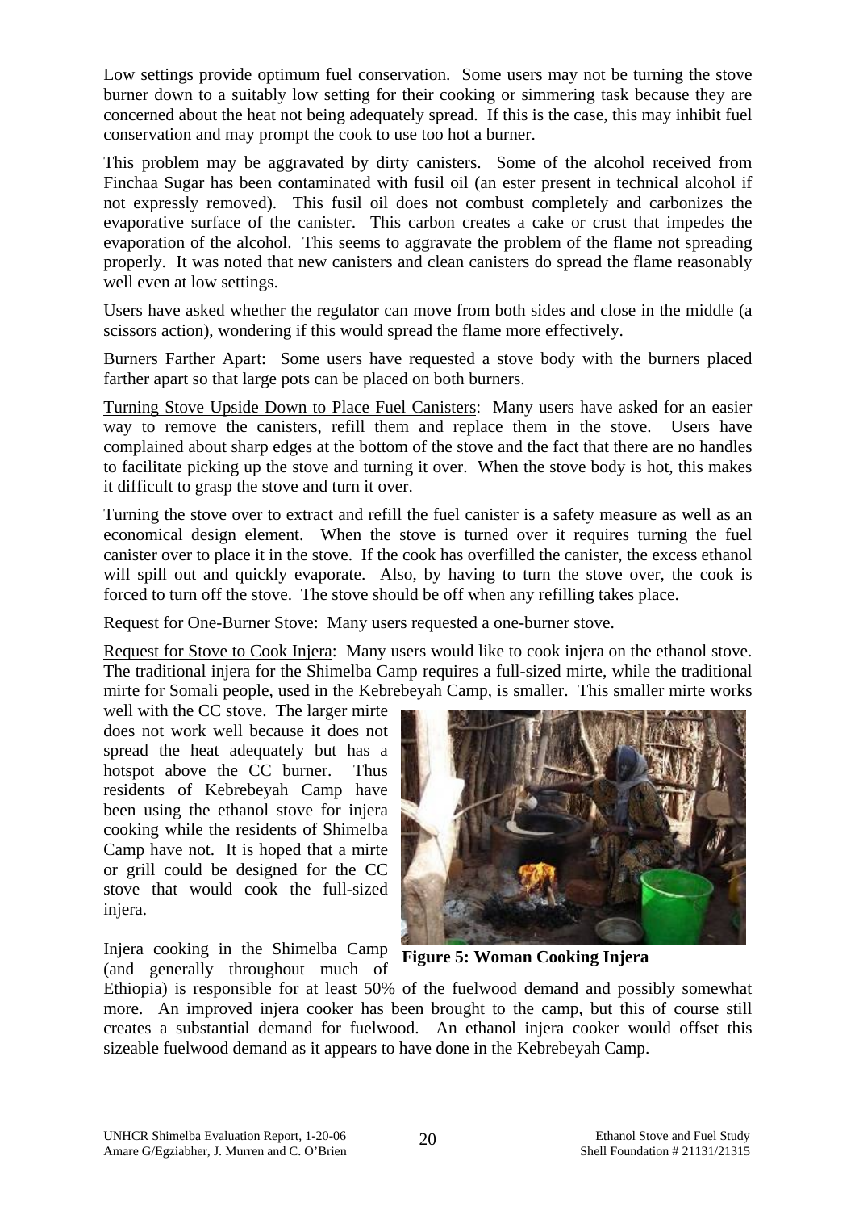Low settings provide optimum fuel conservation. Some users may not be turning the stove burner down to a suitably low setting for their cooking or simmering task because they are concerned about the heat not being adequately spread. If this is the case, this may inhibit fuel conservation and may prompt the cook to use too hot a burner.

This problem may be aggravated by dirty canisters. Some of the alcohol received from Finchaa Sugar has been contaminated with fusil oil (an ester present in technical alcohol if not expressly removed). This fusil oil does not combust completely and carbonizes the evaporative surface of the canister. This carbon creates a cake or crust that impedes the evaporation of the alcohol. This seems to aggravate the problem of the flame not spreading properly. It was noted that new canisters and clean canisters do spread the flame reasonably well even at low settings.

Users have asked whether the regulator can move from both sides and close in the middle (a scissors action), wondering if this would spread the flame more effectively.

Burners Farther Apart: Some users have requested a stove body with the burners placed farther apart so that large pots can be placed on both burners.

Turning Stove Upside Down to Place Fuel Canisters: Many users have asked for an easier way to remove the canisters, refill them and replace them in the stove. Users have complained about sharp edges at the bottom of the stove and the fact that there are no handles to facilitate picking up the stove and turning it over. When the stove body is hot, this makes it difficult to grasp the stove and turn it over.

Turning the stove over to extract and refill the fuel canister is a safety measure as well as an economical design element. When the stove is turned over it requires turning the fuel canister over to place it in the stove. If the cook has overfilled the canister, the excess ethanol will spill out and quickly evaporate. Also, by having to turn the stove over, the cook is forced to turn off the stove. The stove should be off when any refilling takes place.

Request for One-Burner Stove: Many users requested a one-burner stove.

Request for Stove to Cook Injera: Many users would like to cook injera on the ethanol stove. The traditional injera for the Shimelba Camp requires a full-sized mirte, while the traditional mirte for Somali people, used in the Kebrebeyah Camp, is smaller. This smaller mirte works well with the CC stove. The larger mirte does not work well because it does not spread the heat adequately but has a hotspot above the CC burner. Thus residents of Kebrebeyah Camp have been using the ethanol stove for injera cooking while the residents of Shimelba Camp have not. It is hoped that a mirte or grill could be designed for the CC stove that would cook the full-sized injera.

**Figure 5: Woman Cooking Injera**

Injera cooking in the Shimelba Camp (and generally throughout much of Ethiopia) is responsible for at least 50% of the fuelwood demand and possibly somewhat more. An improved injera cooker has been brought to the camp, but this of course still creates a substantial demand for fuelwood. An ethanol injera cooker would offset this sizeable fuelwood demand as it appears to have done in the Kebrebeyah Camp.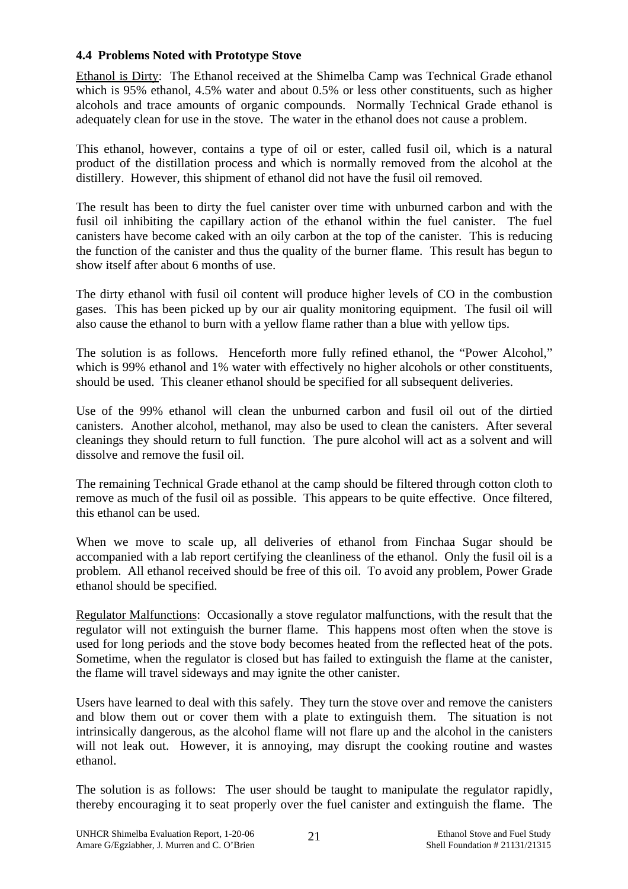### 4.4 Problems Noted with Prototype Stove

Ethanol is Dirty: The Ethanol received at the Shimelba Camp was Technical Grade ethanol which is 95% ethanol, 4.5% water and about 0.5% or less other constituents, such as higher alcohols and trace amounts of organic compounds. Normally Technical Grade ethanol is adequately clean for use in the stove. The water in the ethanol does not cause a problem.

This ethanol, however, contains a type of oil or ester, called fusil oil, which is a natural product of the distillation process and which is normally removed from the alcohol at the distillery. However, this shipment of ethanol did not have the fusil oil removed.

The result has been to dirty the fuel canister over time with unburned carbon and with the fusil oil inhibiting the capillary action of the ethanol within the fuel canister. The fuel canisters have become caked with an oily carbon at the top of the canister. This is reducing the function of the canister and thus the quality of the burner flame. This result has begun to show itself after about 6 months of use.

The dirty ethanol with fusil oil content will produce higher levels of CO in the combustion gases. This has been picked up by our air quality monitoring equipment. The fusil oil will also cause the ethanol to burn with a yellow flame rather than a blue with yellow tips.

The solution is as follows. Henceforth more fully refined ethanol, the "Power Alcohol," which is 99% ethanol and 1% water with effectively no higher alcohols or other constituents, should be used. This cleaner ethanol should be specified for all subsequent deliveries.

Use of the 99% ethanol will clean the unburned carbon and fusil oil out of the dirtied canisters. Another alcohol, methanol, may also be used to clean the canisters. After several cleanings they should return to full function. The pure alcohol will act as a solvent and will dissolve and remove the fusil oil.

The remaining Technical Grade ethanol at the camp should be filtered through cotton cloth to remove as much of the fusil oil as possible. This appears to be quite effective. Once filtered, this ethanol can be used.

When we move to scale up, all deliveries of ethanol from Finchaa Sugar should be accompanied with a lab report certifying the cleanliness of the ethanol. Only the fusil oil is a problem. All ethanol received should be free of this oil. To avoid any problem, Power Grade ethanol should be specified.

Regulator Malfunctions: Occasionally a stove regulator malfunctions, with the result that the regulator will not extinguish the burner flame. This happens most often when the stove is used for long periods and the stove body becomes heated from the reflected heat of the pots. Sometime, when the regulator is closed but has failed to extinguish the flame at the canister, the flame will travel sideways and may ignite the other canister.

Users have learned to deal with this safely. They turn the stove over and remove the canisters and blow them out or cover them with a plate to extinguish them. The situation is not intrinsically dangerous, as the alcohol flame will not flare up and the alcohol in the canisters will not leak out. However, it is annoying, may disrupt the cooking routine and wastes ethanol.

The solution is as follows: The user should be taught to manipulate the regulator rapidly, thereby encouraging it to seat properly over the fuel canister and extinguish the flame. The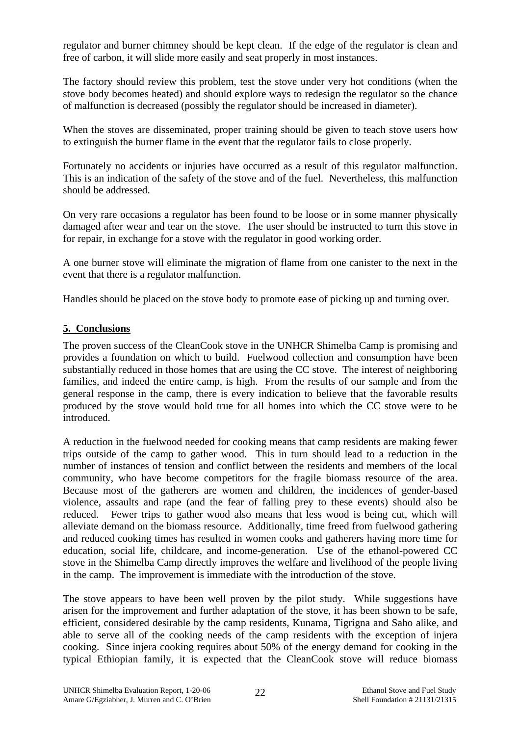regulator and burner chimney should be kept clean. If the edge of the regulator is clean and free of carbon, it will slide more easily and seat properly in most instances.

The factory should review this problem, test the stove under very hot conditions (when the stove body becomes heated) and should explore ways to redesign the regulator so the chance of malfunction is decreased (possibly the regulator should be increased in diameter).

When the stoves are disseminated, proper training should be given to teach stove users how to extinguish the burner flame in the event that the regulator fails to close properly.

Fortunately no accidents or injuries have occurred as a result of this regulator malfunction. This is an indication of the safety of the stove and of the fuel. Nevertheless, this malfunction should be addressed.

On very rare occasions a regulator has been found to be loose or in some manner physically damaged after wear and tear on the stove. The user should be instructed to turn this stove in for repair, in exchange for a stove with the regulator in good working order.

A one burner stove will eliminate the migration of flame from one canister to the next in the event that there is a regulator malfunction.

Handles should be placed on the stove body to promote ease of picking up and turning over.

## 5. Conclusions

The proven success of the CleanCook stove in the UNHCR Shimelba Camp is promising and provides a foundation on which to build. Fuelwood collection and consumption have been substantially reduced in those homes that are using the CC stove. The interest of neighboring families, and indeed the entire camp, is high. From the results of our sample and from the general response in the camp, there is every indication to believe that the favorable results produced by the stove would hold true for all homes into which the CC stove were to be introduced.

A reduction in the fuelwood needed for cooking means that camp residents are making fewer trips outside of the camp to gather wood. This in turn should lead to a reduction in the number of instances of tension and conflict between the residents and members of the local community, who have become competitors for the fragile biomass resource of the area. Because most of the gatherers are women and children, the incidences of gender-based violence, assaults and rape (and the fear of falling prey to these events) should also be reduced. Fewer trips to gather wood also means that less wood is being cut, which will alleviate demand on the biomass resource. Additionally, time freed from fuelwood gathering and reduced cooking times has resulted in women cooks and gatherers having more time for education, social life, childcare, and income-generation. Use of the ethanol-powered CC stove in the Shimelba Camp directly improves the welfare and livelihood of the people living in the camp. The improvement is immediate with the introduction of the stove.

The stove appears to have been well proven by the pilot study. While suggestions have arisen for the improvement and further adaptation of the stove, it has been shown to be safe, efficient, considered desirable by the camp residents, Kunama, Tigrigna and Saho alike, and able to serve all of the cooking needs of the camp residents with the exception of injera cooking. Since injera cooking requires about 50% of the energy demand for cooking in the typical Ethiopian family, it is expected that the CleanCook stove will reduce biomass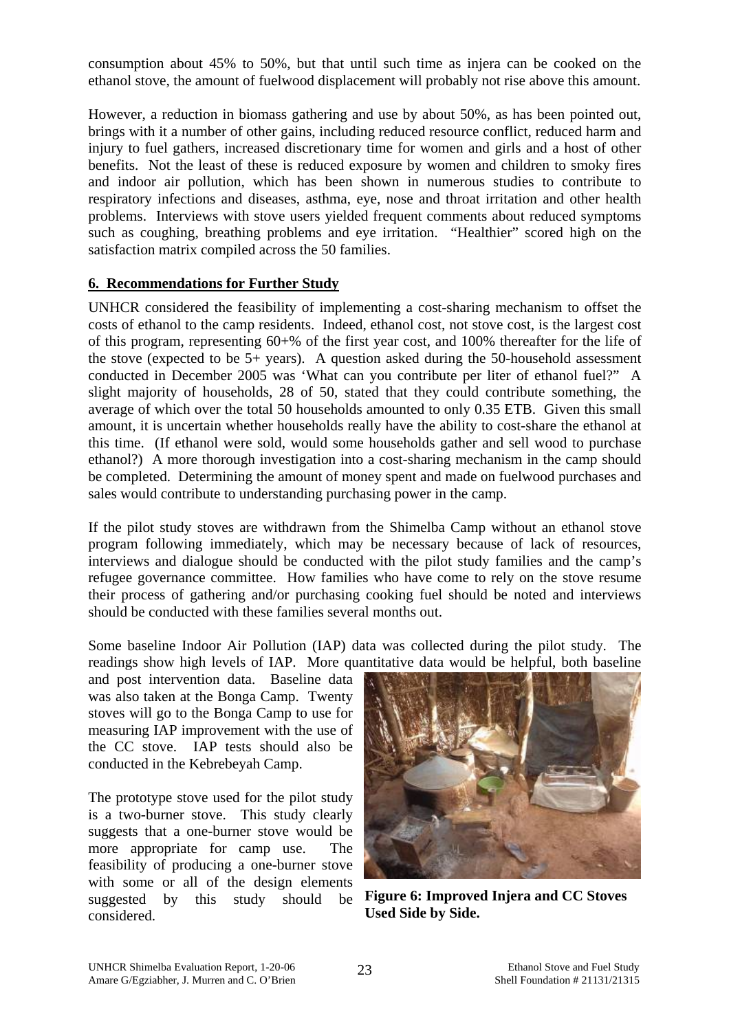consumption about 45% to 50%, but that until such time as injera can be cooked on the ethanol stove, the amount of fuelwood displacement will probably not rise above this amount.

However, a reduction in biomass gathering and use by about 50%, as has been pointed out, brings with it a number of other gains, including reduced resource conflict, reduced harm and injury to fuel gathers, increased discretionary time for women and girls and a host of other benefits. Not the least of these is reduced exposure by women and children to smoky fires and indoor air pollution, which has been shown in numerous studies to contribute to respiratory infections and diseases, asthma, eye, nose and throat irritation and other health problems. Interviews with stove users yielded frequent comments about reduced symptoms such as coughing, breathing problems and eye irritation. "Healthier" scored high on the satisfaction matrix compiled across the 50 families.

## 6. Recommendations for Further Study

UNHCR considered the feasibility of implementing a cost-sharing mechanism to offset the costs of ethanol to the camp residents. Indeed, ethanol cost, not stove cost, is the largest cost of this program, representing 60+% of the first year cost, and 100% thereafter for the life of the stove (expected to be 5+ years). A question asked during the 50-household assessment conducted in December 2005 was 'What can you contribute per liter of ethanol fuel?' A slight majority of households, 28 of 50, stated that they could contribute something, the average of which over the total 50 households amounted to only 0.35 ETB. Given this small amount, it is uncertain whether households really have the ability to cost-share the ethanol at this time. (If ethanol were sold, would some households gather and sell wood to purchase ethanol?) A more thorough investigation into a cost-sharing mechanism in the camp should be completed. Determining the amount of money spent and made on fuelwood purchases and sales would contribute to understanding purchasing power in the camp.

If the pilot study stoves are withdrawn from the Shimelba Camp without an ethanol stove program following immediately, which may be necessary because of lack of resources, interviews and dialogue should be conducted with the pilot study families and the camp's refugee governance committee. How families who have come to rely on the stove resume their process of gathering and/or purchasing cooking fuel should be noted and interviews should be conducted with these families several months out.

Some baseline Indoor Air Pollution (IAP) data was collected during the pilot study. The readings show high levels of IAP. More quantitative data would be helpful, both baseline and post intervention data. Baseline data was also taken at the Bonga Camp. Twenty stoves will go to the Bonga Camp to use for measuring IAP improvement with the use of the CC stove. IAP tests should also be conducted in the Kebrebeyah Camp.

The prototype stove used for the pilot study is a two-burner stove. This study clearly suggests that a one-burner stove would be more appropriate for camp use. The feasibility of producing a one-burner stove with some or all of the design elements suggested by this study should be considered.

**Figure 6: Improved Injera and CC Stoves Used Side by Side.**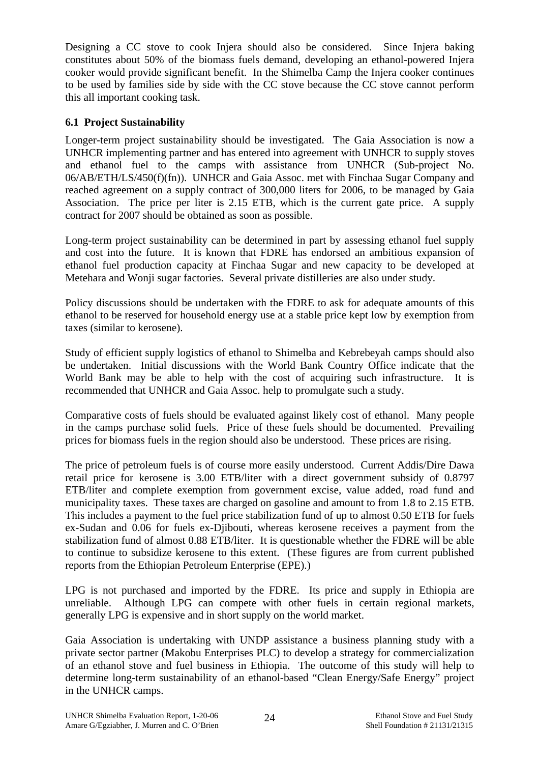Designing a CC stove to cook Injera should also be considered. Since Injera baking constitutes about 50% of the biomass fuels demand, developing an ethanol-powered Injera cooker would provide significant benefit. In the Shimelba Camp the Injera cooker continues to be used by families side by side with the CC stove because the CC stove cannot perform this all important cooking task.

### 6.1 Project Sustainability

Longer-term project sustainability should be investigated. The Gaia Association is now a UNHCR implementing partner and has entered into agreement with UNHCR to supply stoves and ethanol fuel to the camps with assistance from UNHCR (Sub-project No. 06/AB/ETH/LS/450(f)(fn)). UNHCR and Gaia Assoc. met with Finchaa Sugar Company and reached agreement on a supply contract of 300,000 liters for 2006, to be managed by Gaia Association. The price per liter is 2.15 ETB, which is the current gate price. A supply contract for 2007 should be obtained as soon as possible.

Long-term project sustainability can be determined in part by assessing ethanol fuel supply and cost into the future. It is known that FDRE has endorsed an ambitious expansion of ethanol fuel production capacity at Finchaa Sugar and new capacity to be developed at Metehara and Wonji sugar factories. Several private distilleries are also under study.

Policy discussions should be undertaken with the FDRE to ask for adequate amounts of this ethanol to be reserved for household energy use at a stable price kept low by exemption from taxes (similar to kerosene).

Study of efficient supply logistics of ethanol to Shimelba and Kebrebeyah camps should also be undertaken. Initial discussions with the World Bank Country Office indicate that the World Bank may be able to help with the cost of acquiring such infrastructure. It is recommended that UNHCR and Gaia Assoc. help to promulgate such a study.

Comparative costs of fuels should be evaluated against likely cost of ethanol. Many people in the camps purchase solid fuels. Price of these fuels should be documented. Prevailing prices for biomass fuels in the region should also be understood. These prices are rising.

The price of petroleum fuels is of course more easily understood. Current Addis/Dire Dawa retail price for kerosene is 3.00 ETB/liter with a direct government subsidy of 0.8797 ETB/liter and complete exemption from government excise, value added, road fund and municipality taxes. These taxes are charged on gasoline and amount to from 1.8 to 2.15 ETB. This includes a payment to the fuel price stabilization fund of up to almost 0.50 ETB for fuels ex-Sudan and 0.06 for fuels ex-Djibouti, whereas kerosene receives a payment from the stabilization fund of almost 0.88 ETB/liter. It is questionable whether the FDRE will be able to continue to subsidize kerosene to this extent. (These figures are from current published reports from the Ethiopian Petroleum Enterprise (EPE).)

LPG is not purchased and imported by the FDRE. Its price and supply in Ethiopia are unreliable. Although LPG can compete with other fuels in certain regional markets, generally LPG is expensive and in short supply on the world market.

Gaia Association is undertaking with UNDP assistance a business planning study with a private sector partner (Makobu Enterprises PLC) to develop a strategy for commercialization of an ethanol stove and fuel business in Ethiopia. The outcome of this study will help to determine long-term sustainability of an ethanol-based "Clean Energy/Safe Energy" project in the UNHCR camps.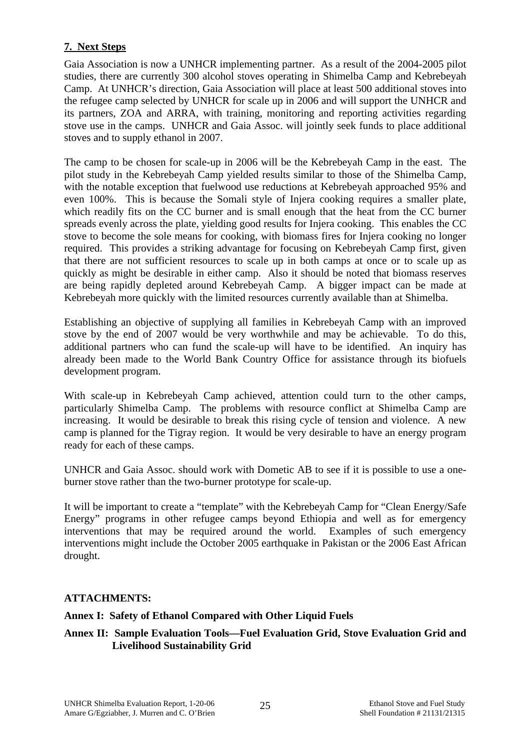## 7. Next Steps

Gaia Association is now a UNHCR implementing partner. As a result of the 2004-2005 pilot studies, there are currently 300 alcohol stoves operating in Shimelba Camp and Kebrebeyah Camp. At UNHCR's direction, Gaia Association will place at least 500 additional stoves into the refugee camp selected by UNHCR for scale up in 2006 and will support the UNHCR and its partners, ZOA and ARRA, with training, monitoring and reporting activities regarding stove use in the camps. UNHCR and Gaia Assoc. will jointly seek funds to place additional stoves and to supply ethanol in 2007.

The camp to be chosen for scale-up in 2006 will be the Kebrebeyah Camp in the east. The pilot study in the Kebrebeyah Camp yielded results similar to those of the Shimelba Camp, with the notable exception that fuelwood use reductions at Kebrebeyah approached 95% and even 100%. This is because the Somali style of Injera cooking requires a smaller plate, which readily fits on the CC burner and is small enough that the heat from the CC burner spreads evenly across the plate, yielding good results for Injera cooking. This enables the CC stove to become the sole means for cooking, with biomass fires for Injera cooking no longer required. This provides a striking advantage for focusing on Kebrebeyah Camp first, given that there are not sufficient resources to scale up in both camps at once or to scale up as quickly as might be desirable in either camp. Also it should be noted that biomass reserves are being rapidly depleted around Kebrebeyah Camp. A bigger impact can be made at Kebrebeyah more quickly with the limited resources currently available than at Shimelba.

Establishing an objective of supplying all families in Kebrebeyah Camp with an improved stove by the end of 2007 would be very worthwhile and may be achievable. To do this, additional partners who can fund the scale-up will have to be identified. An inquiry has already been made to the World Bank Country Office for assistance through its biofuels development program.

With scale-up in Kebrebeyah Camp achieved, attention could turn to the other camps, particularly Shimelba Camp. The problems with resource conflict at Shimelba Camp are increasing. It would be desirable to break this rising cycle of tension and violence. A new camp is planned for the Tigray region. It would be very desirable to have an energy program ready for each of these camps.

UNHCR and Gaia Assoc. should work with Dometic AB to see if it is possible to use a one-burner stove rather than the two-burner prototype for scale-up.

It will be important to create a "template" with the Kebrebeyah Camp for "Clean Energy/Safe Energy" programs in other refugee camps beyond Ethiopia and well as for emergency interventions that may be required around the world. Examples of such emergency interventions might include the October 2005 earthquake in Pakistan or the 2006 East African drought.

**ATTACHMENTS:**

**Annex I: Safety of Ethanol Compared with Other Liquid Fuels**

**Annex II: Sample Evaluation Tools—Fuel Evaluation Grid, Stove Evaluation Grid and Livelihood Sustainability Grid**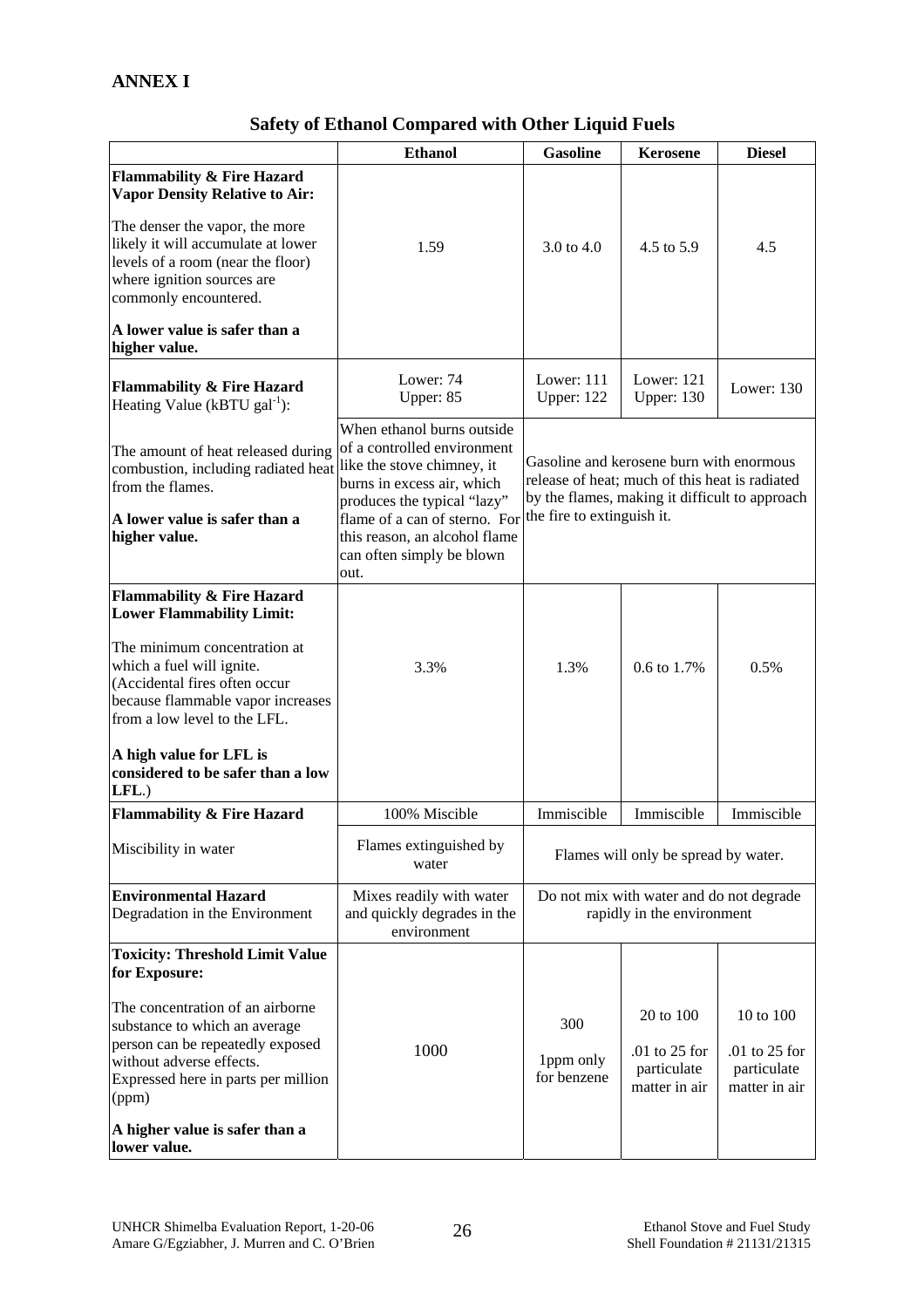## ANNEX I

### Safety of Ethanol Compared with Other Liquid Fuels

| | Ethanol | Gasoline | Kerosene | Diesel |
|---|---|---|---|---|
| **Flammability & Fire Hazard Vapor Density Relative to Air:**<br><br>The denser the vapor, the more likely it will accumulate at lower levels of a room (near the floor) where ignition sources are commonly encountered.<br><br>**A lower value is safer than a higher value.** | 1.59 | 3.0 to 4.0 | 4.5 to 5.9 | 4.5 |
| **Flammability & Fire Hazard** Heating Value (kBTU $gal^{-1}$): | Lower: 74<br>Upper: 85 | Lower: 111<br>Upper: 122 | Lower: 121<br>Upper: 130 | Lower: 130 |
| The amount of heat released during combustion, including radiated heat from the flames.<br><br>**A lower value is safer than a higher value.** | When ethanol burns outside of a controlled environment like the stove chimney, it burns in excess air, which produces the typical "lazy" flame of a can of sterno. For this reason, an alcohol flame can often simply be blown out. | Gasoline and kerosene burn with enormous release of heat; much of this heat is radiated by the flames, making it difficult to approach the fire to extinguish it. | | |
| **Flammability & Fire Hazard Lower Flammability Limit:**<br><br>The minimum concentration at which a fuel will ignite. (Accidental fires often occur because flammable vapor increases from a low level to the LFL.<br><br>**A high value for LFL is considered to be safer than a low LFL.**) | 3.3% | 1.3% | 0.6 to 1.7% | 0.5% |
| **Flammability & Fire Hazard** | 100% Miscible | Immiscible | Immiscible | Immiscible |
| Miscibility in water | Flames extinguished by water | Flames will only be spread by water. | | |
| **Environmental Hazard** Degradation in the Environment | Mixes readily with water and quickly degrades in the environment | Do not mix with water and do not degrade rapidly in the environment | | |
| **Toxicity: Threshold Limit Value for Exposure:**<br><br>The concentration of an airborne substance to which an average person can be repeatedly exposed without adverse effects. Expressed here in parts per million (ppm)<br><br>**A higher value is safer than a lower value.** | 1000 | 300<br><br>1ppm only for benzene | 20 to 100<br><br>.01 to 25 for particulate matter in air | 10 to 100<br><br>.01 to 25 for particulate matter in air |

UNHCR Shimelba Evaluation Report, 1-20-06
Amare G/Egziabher, J. Murren and C. O'Brien

Ethanol Stove and Fuel Study
Shell Foundation # 21131/21315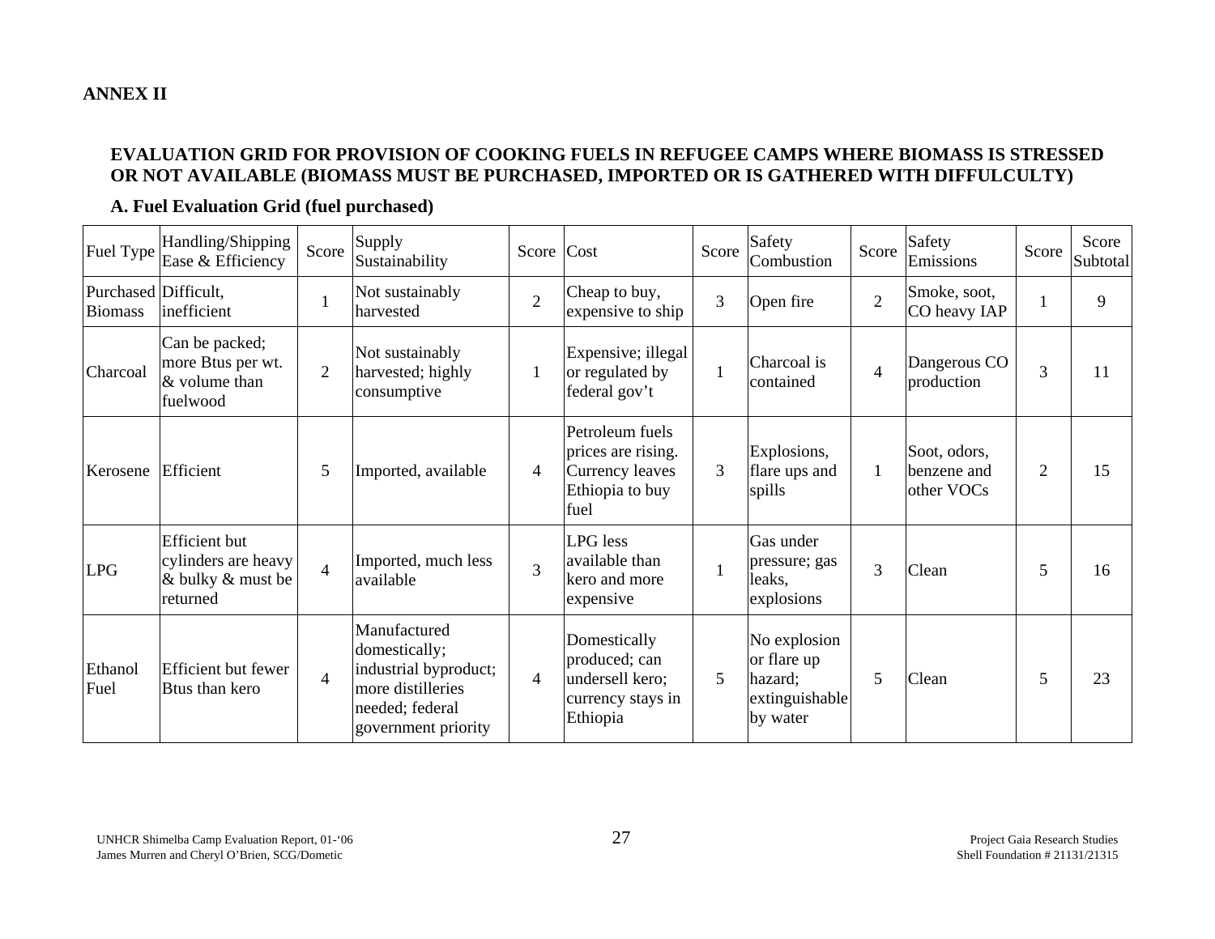**ANNEX II**

## EVALUATION GRID FOR PROVISION OF COOKING FUELS IN REFUGEE CAMPS WHERE BIOMASS IS STRESSED OR NOT AVAILABLE (BIOMASS MUST BE PURCHASED, IMPORTED OR IS GATHERED WITH DIFFULCULTY)

### A. Fuel Evaluation Grid (fuel purchased)

| Fuel Type | Handling/Shipping Ease & Efficiency | Score | Supply Sustainability | Score | Cost | Score | Safety Combustion | Score | Safety Emissions | Score | Score Subtotal |
|---|---|---|---|---|---|---|---|---|---|---|---|
| Purchased Biomass | Difficult, inefficient | 1 | Not sustainably harvested | 2 | Cheap to buy, expensive to ship | 3 | Open fire | 2 | Smoke, soot, CO heavy IAP | 1 | 9 |
| Charcoal | Can be packed; more Btus per wt. & volume than fuelwood | 2 | Not sustainably harvested; highly consumptive | 1 | Expensive; illegal or regulated by federal gov't | 1 | Charcoal is contained | 4 | Dangerous CO production | 3 | 11 |
| Kerosene | Efficient | 5 | Imported, available | 4 | Petroleum fuels prices are rising. Currency leaves Ethiopia to buy fuel | 3 | Explosions, flare ups and spills | 1 | Soot, odors, benzene and other VOCs | 2 | 15 |
| LPG | Efficient but cylinders are heavy & bulky & must be returned | 4 | Imported, much less available | 3 | LPG less available than kero and more expensive | 1 | Gas under pressure; gas leaks, explosions | 3 | Clean | 5 | 16 |
| Ethanol Fuel | Efficient but fewer Btus than kero | 4 | Manufactured domestically; industrial byproduct; more distilleries needed; federal government priority | 4 | Domestically produced; can undersell kero; currency stays in Ethiopia | 5 | No explosion or flare up hazard; extinguishable by water | 5 | Clean | 5 | 23 |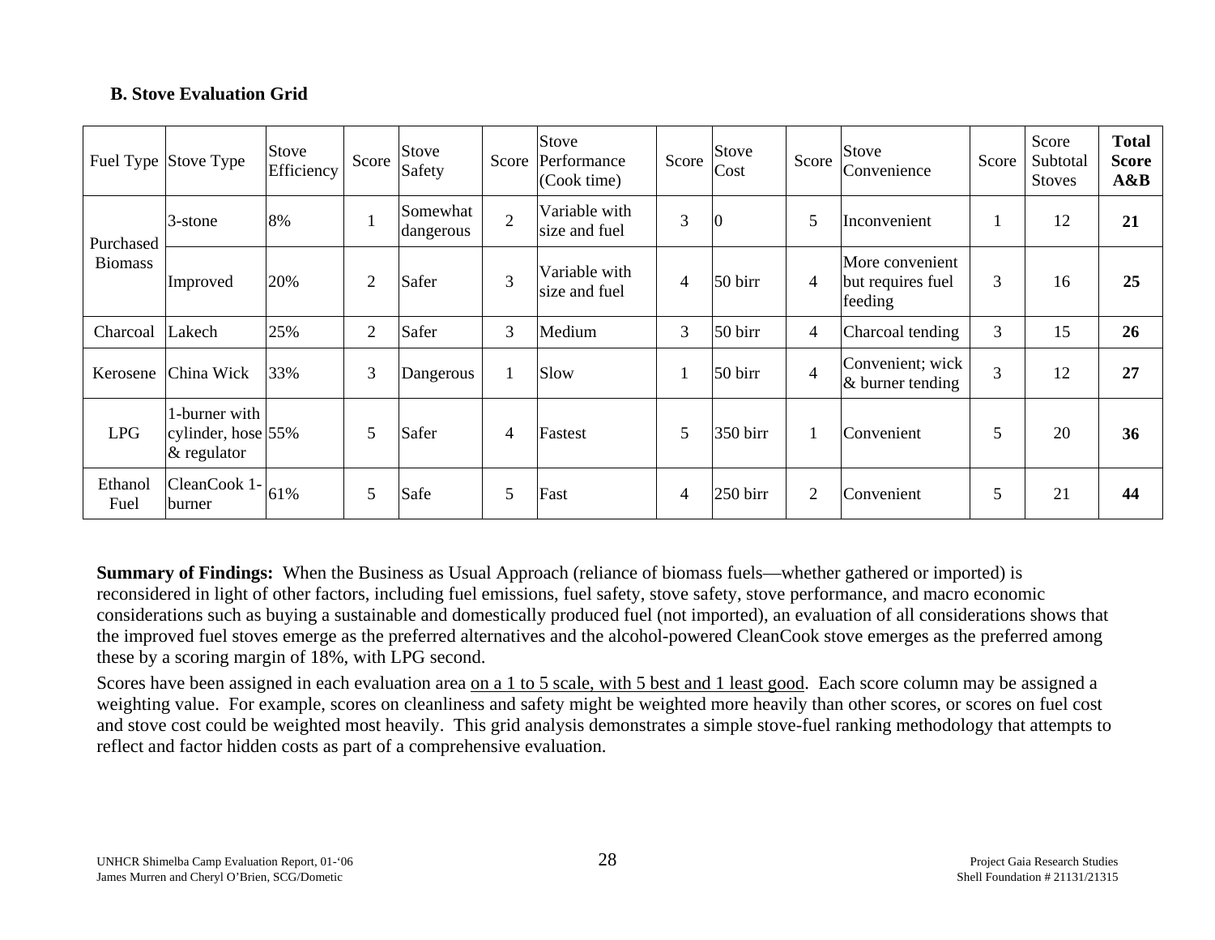### B. Stove Evaluation Grid

| Fuel Type | Stove Type | Stove Efficiency | Score | Stove Safety | Score | Stove Performance (Cook time) | Score | Stove Cost | Score | Stove Convenience | Score | Score Subtotal Stoves | **Total Score A&B** |
|---|---|---|---|---|---|---|---|---|---|---|---|---|---|
| Purchased Biomass | 3-stone | 8% | 1 | Somewhat dangerous | 2 | Variable with size and fuel | 3 | 0 | 5 | Inconvenient | 1 | 12 | **21** |
| | Improved | 20% | 2 | Safer | 3 | Variable with size and fuel | 4 | 50 birr | 4 | More convenient but requires fuel feeding | 3 | 16 | **25** |
| Charcoal | Lakech | 25% | 2 | Safer | 3 | Medium | 3 | 50 birr | 4 | Charcoal tending | 3 | 15 | **26** |
| Kerosene | China Wick | 33% | 3 | Dangerous | 1 | Slow | 1 | 50 birr | 4 | Convenient; wick & burner tending | 3 | 12 | **27** |
| LPG | 1-burner with cylinder, hose & regulator | 55% | 5 | Safer | 4 | Fastest | 5 | 350 birr | 1 | Convenient | 5 | 20 | **36** |
| Ethanol Fuel | CleanCook 1-burner | 61% | 5 | Safe | 5 | Fast | 4 | 250 birr | 2 | Convenient | 5 | 21 | **44** |

**Summary of Findings:** When the Business as Usual Approach (reliance of biomass fuels—whether gathered or imported) is reconsidered in light of other factors, including fuel emissions, fuel safety, stove safety, stove performance, and macro economic considerations such as buying a sustainable and domestically produced fuel (not imported), an evaluation of all considerations shows that the improved fuel stoves emerge as the preferred alternatives and the alcohol-powered CleanCook stove emerges as the preferred among these by a scoring margin of 18%, with LPG second.

Scores have been assigned in each evaluation area on a 1 to 5 scale, with 5 best and 1 least good. Each score column may be assigned a weighting value. For example, scores on cleanliness and safety might be weighted more heavily than other scores, or scores on fuel cost and stove cost could be weighted most heavily. This grid analysis demonstrates a simple stove-fuel ranking methodology that attempts to reflect and factor hidden costs as part of a comprehensive evaluation.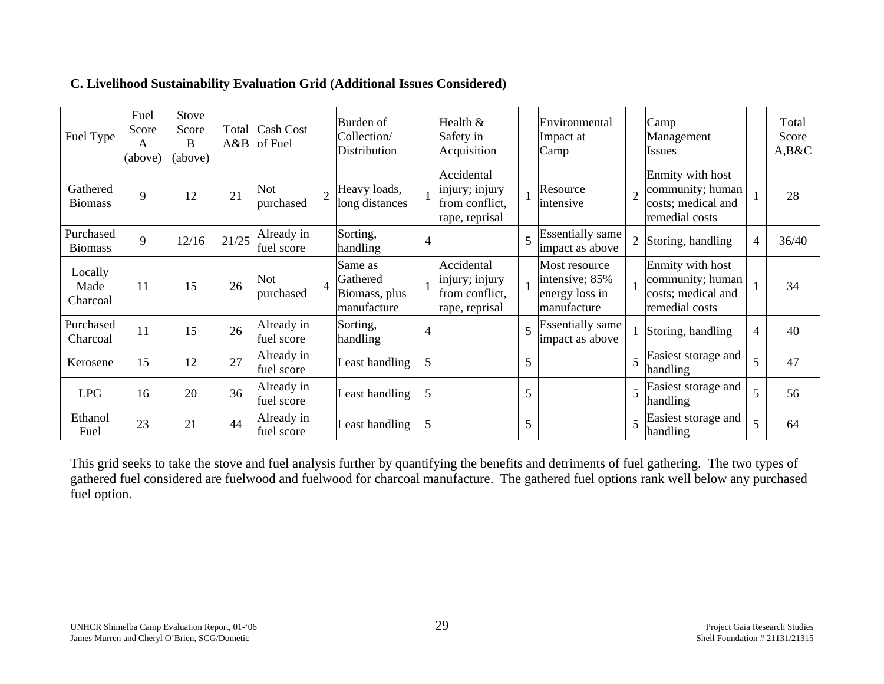### C. Livelihood Sustainability Evaluation Grid (Additional Issues Considered)

| Fuel Type | Fuel Score A (above) | Stove Score B (above) | Total A&B | Cash Cost of Fuel | | Burden of Collection/ Distribution | | Health & Safety in Acquisition | | Environmental Impact at Camp | | Camp Management Issues | | Total Score A,B&C |
|---|---|---|---|---|---|---|---|---|---|---|---|---|---|---|
| Gathered Biomass | 9 | 12 | 21 | Not purchased | 2 | Heavy loads, long distances | 1 | Accidental injury; injury from conflict, rape, reprisal | 1 | Resource intensive | 2 | Enmity with host community; human costs; medical and remedial costs | 1 | 28 |
| Purchased Biomass | 9 | 12/16 | 21/25 | Already in fuel score | | Sorting, handling | 4 | | 5 | Essentially same impact as above | 2 | Storing, handling | 4 | 36/40 |
| Locally Made Charcoal | 11 | 15 | 26 | Not purchased | 4 | Same as Gathered Biomass, plus manufacture | 1 | Accidental injury; injury from conflict, rape, reprisal | 1 | Most resource intensive; 85% energy loss in manufacture | 1 | Enmity with host community; human costs; medical and remedial costs | 1 | 34 |
| Purchased Charcoal | 11 | 15 | 26 | Already in fuel score | | Sorting, handling | 4 | | 5 | Essentially same impact as above | 1 | Storing, handling | 4 | 40 |
| Kerosene | 15 | 12 | 27 | Already in fuel score | | Least handling | 5 | | 5 | | 5 | Easiest storage and handling | 5 | 47 |
| LPG | 16 | 20 | 36 | Already in fuel score | | Least handling | 5 | | 5 | | 5 | Easiest storage and handling | 5 | 56 |
| Ethanol Fuel | 23 | 21 | 44 | Already in fuel score | | Least handling | 5 | | 5 | | 5 | Easiest storage and handling | 5 | 64 |

This grid seeks to take the stove and fuel analysis further by quantifying the benefits and detriments of fuel gathering. The two types of gathered fuel considered are fuelwood and fuelwood for charcoal manufacture. The gathered fuel options rank well below any purchased fuel option.